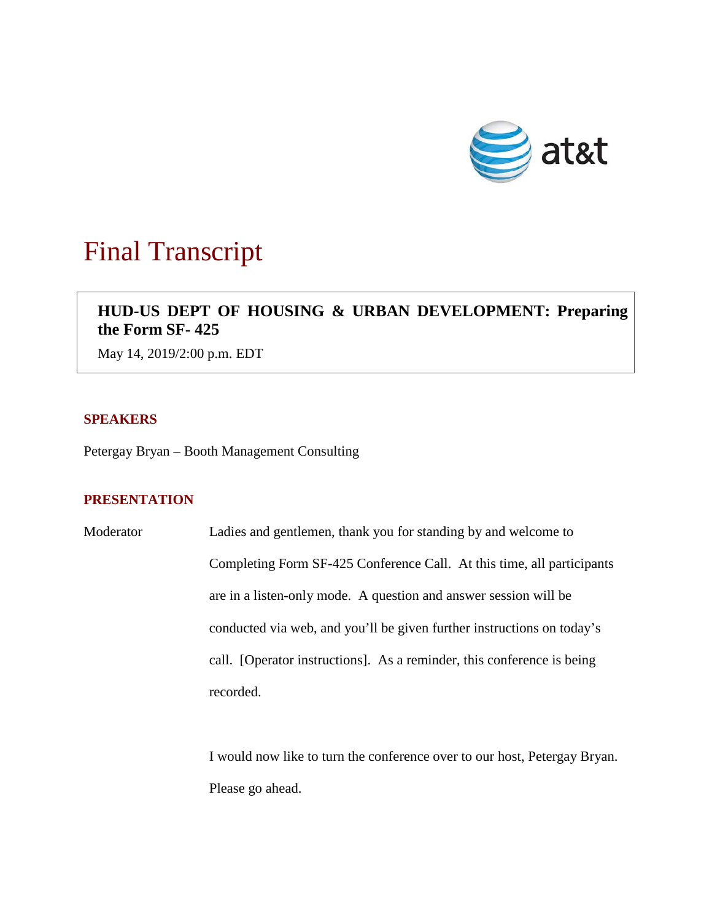# Final Transcript

**HUD-US DEPT OF HOUSING & URBAN DEVELOPMENT: Preparing the Form SF- 425**

May 14, 2019/2:00 p.m. EDT

## SPEAKERS

Petergay Bryan – Booth Management Consulting

## PRESENTATION

Moderator: Ladies and gentlemen, thank you for standing by and welcome to Completing Form SF-425 Conference Call. At this time, all participants are in a listen-only mode. A question and answer session will be conducted via web, and you'll be given further instructions on today's call. [Operator instructions]. As a reminder, this conference is being recorded.

I would now like to turn the conference over to our host, Petergay Bryan. Please go ahead.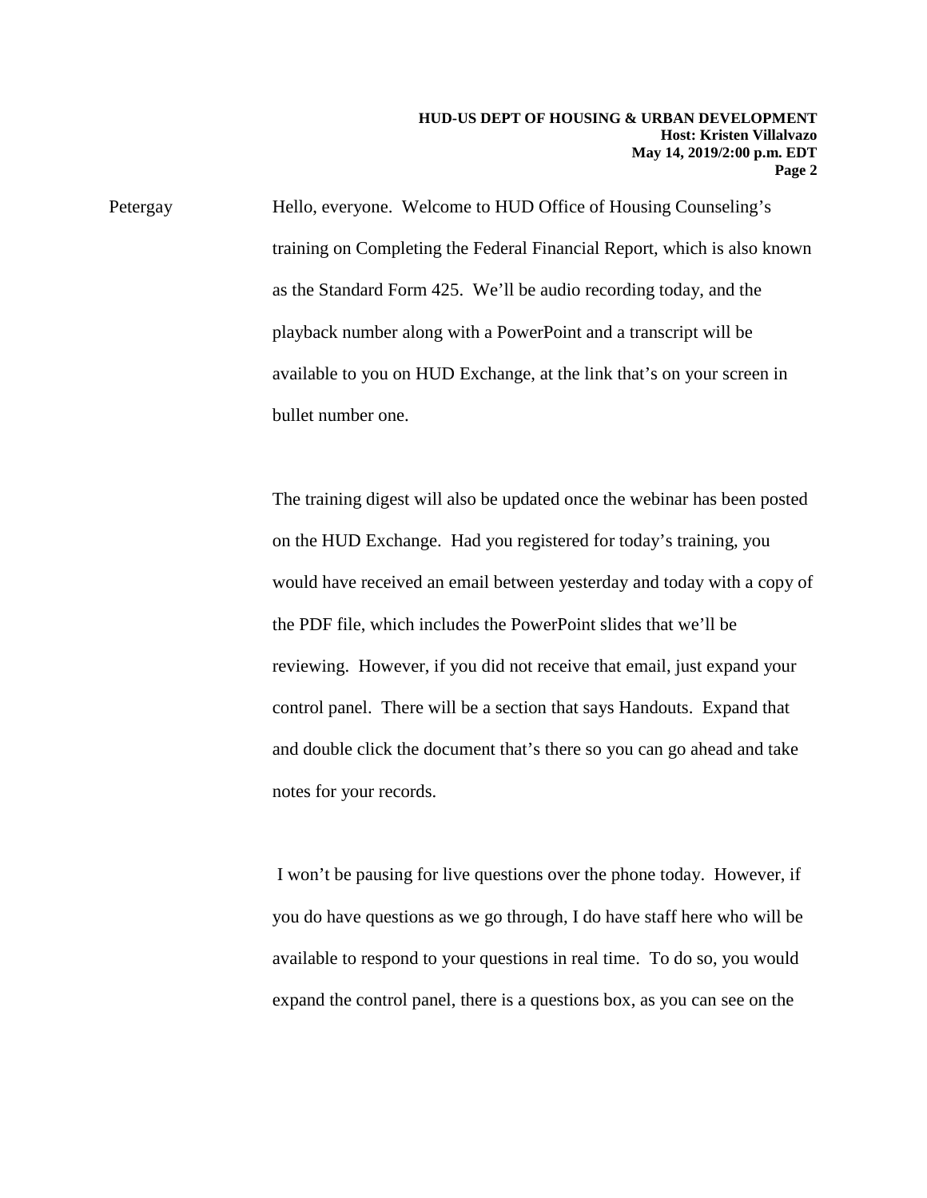Petergay Hello, everyone. Welcome to HUD Office of Housing Counseling's training on Completing the Federal Financial Report, which is also known as the Standard Form 425. We'll be audio recording today, and the playback number along with a PowerPoint and a transcript will be available to you on HUD Exchange, at the link that's on your screen in bullet number one.

The training digest will also be updated once the webinar has been posted on the HUD Exchange. Had you registered for today's training, you would have received an email between yesterday and today with a copy of the PDF file, which includes the PowerPoint slides that we'll be reviewing. However, if you did not receive that email, just expand your control panel. There will be a section that says Handouts. Expand that and double click the document that's there so you can go ahead and take notes for your records.

I won't be pausing for live questions over the phone today. However, if you do have questions as we go through, I do have staff here who will be available to respond to your questions in real time. To do so, you would expand the control panel, there is a questions box, as you can see on the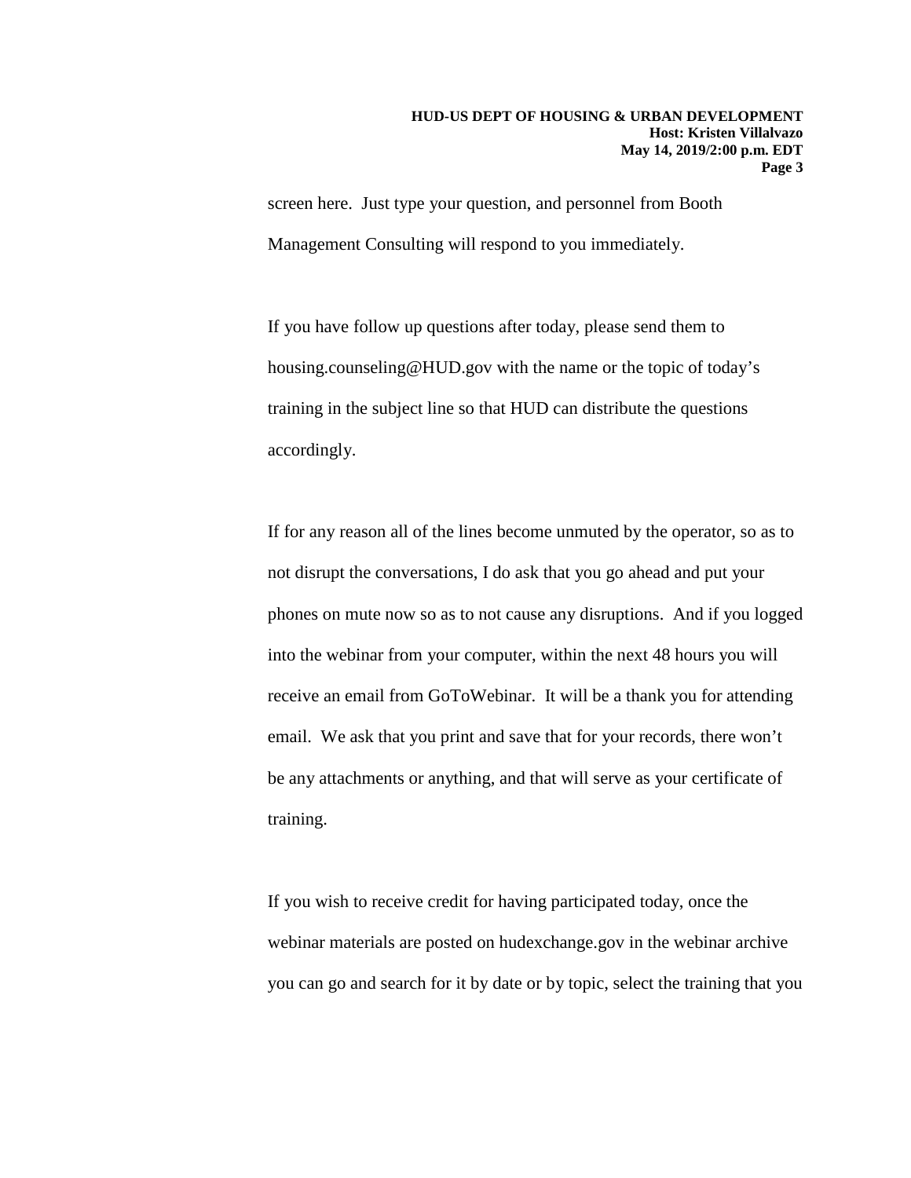screen here. Just type your question, and personnel from Booth Management Consulting will respond to you immediately.

If you have follow up questions after today, please send them to housing.counseling@HUD.gov with the name or the topic of today's training in the subject line so that HUD can distribute the questions accordingly.

If for any reason all of the lines become unmuted by the operator, so as to not disrupt the conversations, I do ask that you go ahead and put your phones on mute now so as to not cause any disruptions. And if you logged into the webinar from your computer, within the next 48 hours you will receive an email from GoToWebinar. It will be a thank you for attending email. We ask that you print and save that for your records, there won't be any attachments or anything, and that will serve as your certificate of training.

If you wish to receive credit for having participated today, once the webinar materials are posted on hudexchange.gov in the webinar archive you can go and search for it by date or by topic, select the training that you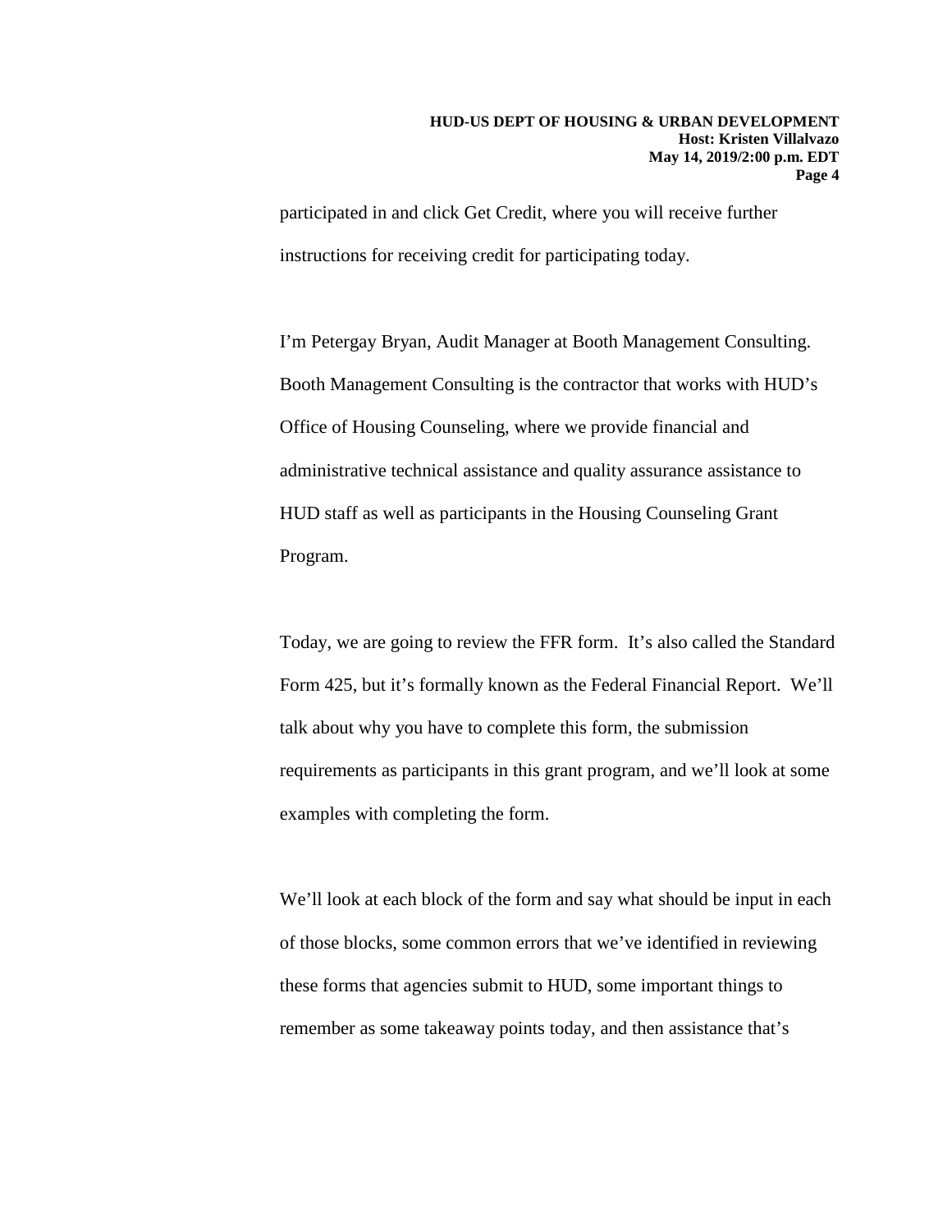participated in and click Get Credit, where you will receive further instructions for receiving credit for participating today.

I'm Petergay Bryan, Audit Manager at Booth Management Consulting. Booth Management Consulting is the contractor that works with HUD's Office of Housing Counseling, where we provide financial and administrative technical assistance and quality assurance assistance to HUD staff as well as participants in the Housing Counseling Grant Program.

Today, we are going to review the FFR form. It's also called the Standard Form 425, but it's formally known as the Federal Financial Report. We'll talk about why you have to complete this form, the submission requirements as participants in this grant program, and we'll look at some examples with completing the form.

We'll look at each block of the form and say what should be input in each of those blocks, some common errors that we've identified in reviewing these forms that agencies submit to HUD, some important things to remember as some takeaway points today, and then assistance that's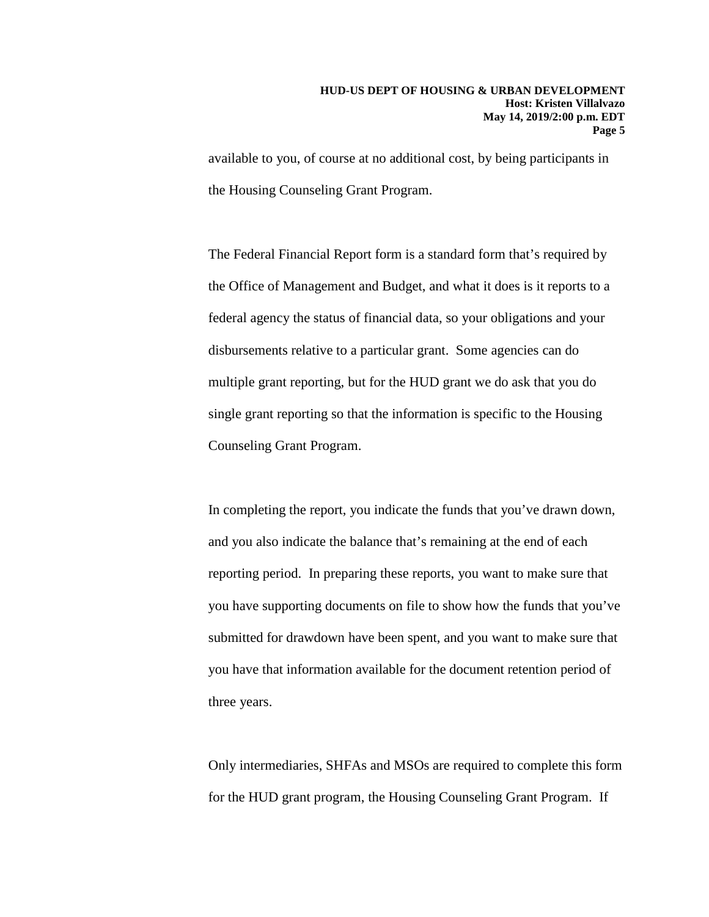available to you, of course at no additional cost, by being participants in the Housing Counseling Grant Program.

The Federal Financial Report form is a standard form that's required by the Office of Management and Budget, and what it does is it reports to a federal agency the status of financial data, so your obligations and your disbursements relative to a particular grant. Some agencies can do multiple grant reporting, but for the HUD grant we do ask that you do single grant reporting so that the information is specific to the Housing Counseling Grant Program.

In completing the report, you indicate the funds that you've drawn down, and you also indicate the balance that's remaining at the end of each reporting period. In preparing these reports, you want to make sure that you have supporting documents on file to show how the funds that you've submitted for drawdown have been spent, and you want to make sure that you have that information available for the document retention period of three years.

Only intermediaries, SHFAs and MSOs are required to complete this form for the HUD grant program, the Housing Counseling Grant Program. If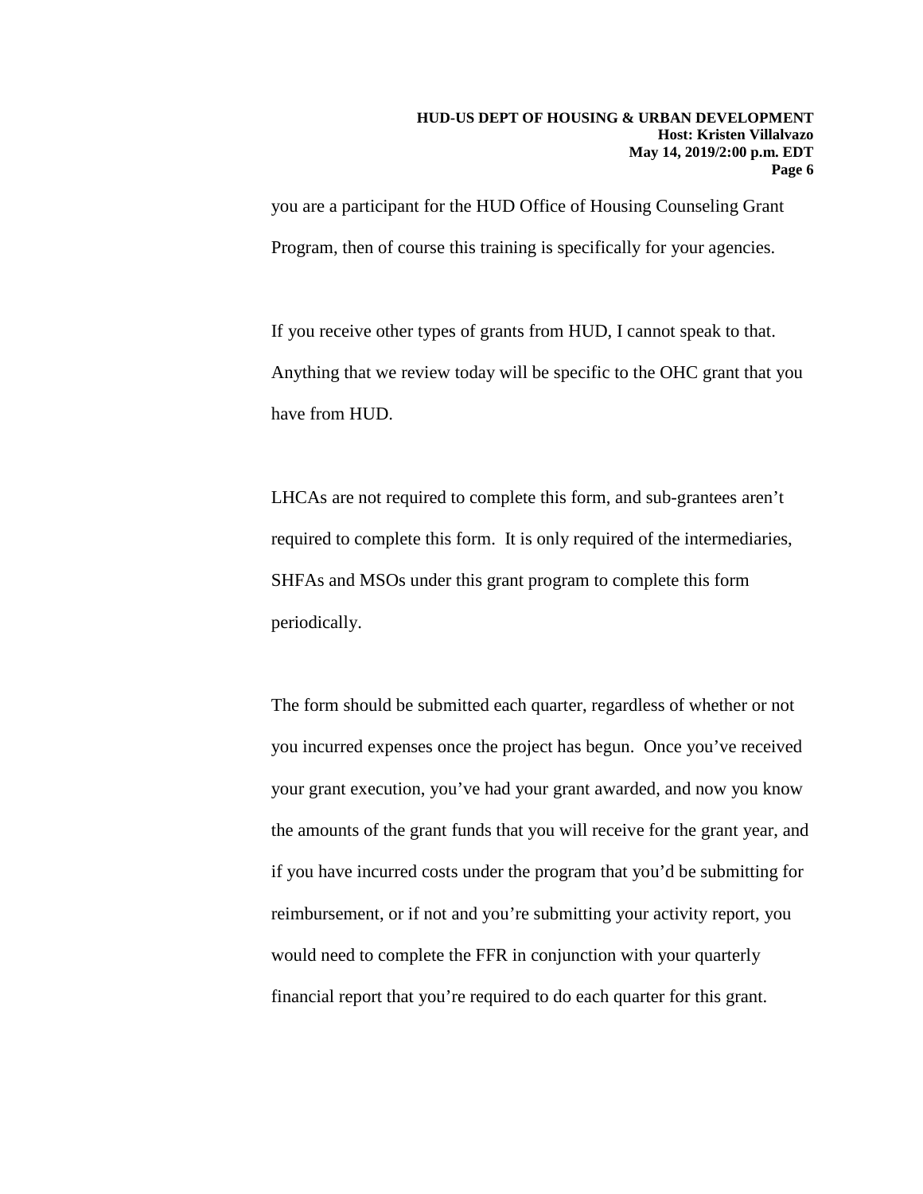you are a participant for the HUD Office of Housing Counseling Grant Program, then of course this training is specifically for your agencies.

If you receive other types of grants from HUD, I cannot speak to that. Anything that we review today will be specific to the OHC grant that you have from HUD.

LHCAs are not required to complete this form, and sub-grantees aren't required to complete this form. It is only required of the intermediaries, SHFAs and MSOs under this grant program to complete this form periodically.

The form should be submitted each quarter, regardless of whether or not you incurred expenses once the project has begun. Once you've received your grant execution, you've had your grant awarded, and now you know the amounts of the grant funds that you will receive for the grant year, and if you have incurred costs under the program that you'd be submitting for reimbursement, or if not and you're submitting your activity report, you would need to complete the FFR in conjunction with your quarterly financial report that you're required to do each quarter for this grant.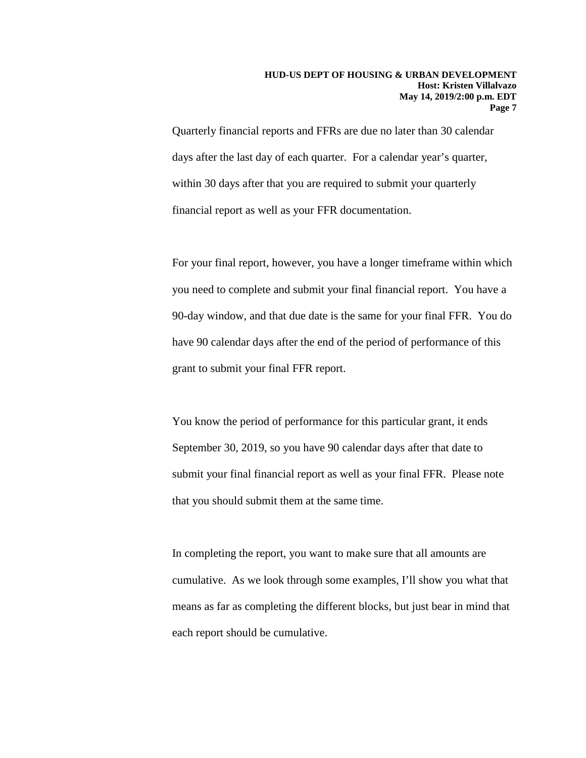Quarterly financial reports and FFRs are due no later than 30 calendar days after the last day of each quarter. For a calendar year's quarter, within 30 days after that you are required to submit your quarterly financial report as well as your FFR documentation.

For your final report, however, you have a longer timeframe within which you need to complete and submit your final financial report. You have a 90-day window, and that due date is the same for your final FFR. You do have 90 calendar days after the end of the period of performance of this grant to submit your final FFR report.

You know the period of performance for this particular grant, it ends September 30, 2019, so you have 90 calendar days after that date to submit your final financial report as well as your final FFR. Please note that you should submit them at the same time.

In completing the report, you want to make sure that all amounts are cumulative. As we look through some examples, I'll show you what that means as far as completing the different blocks, but just bear in mind that each report should be cumulative.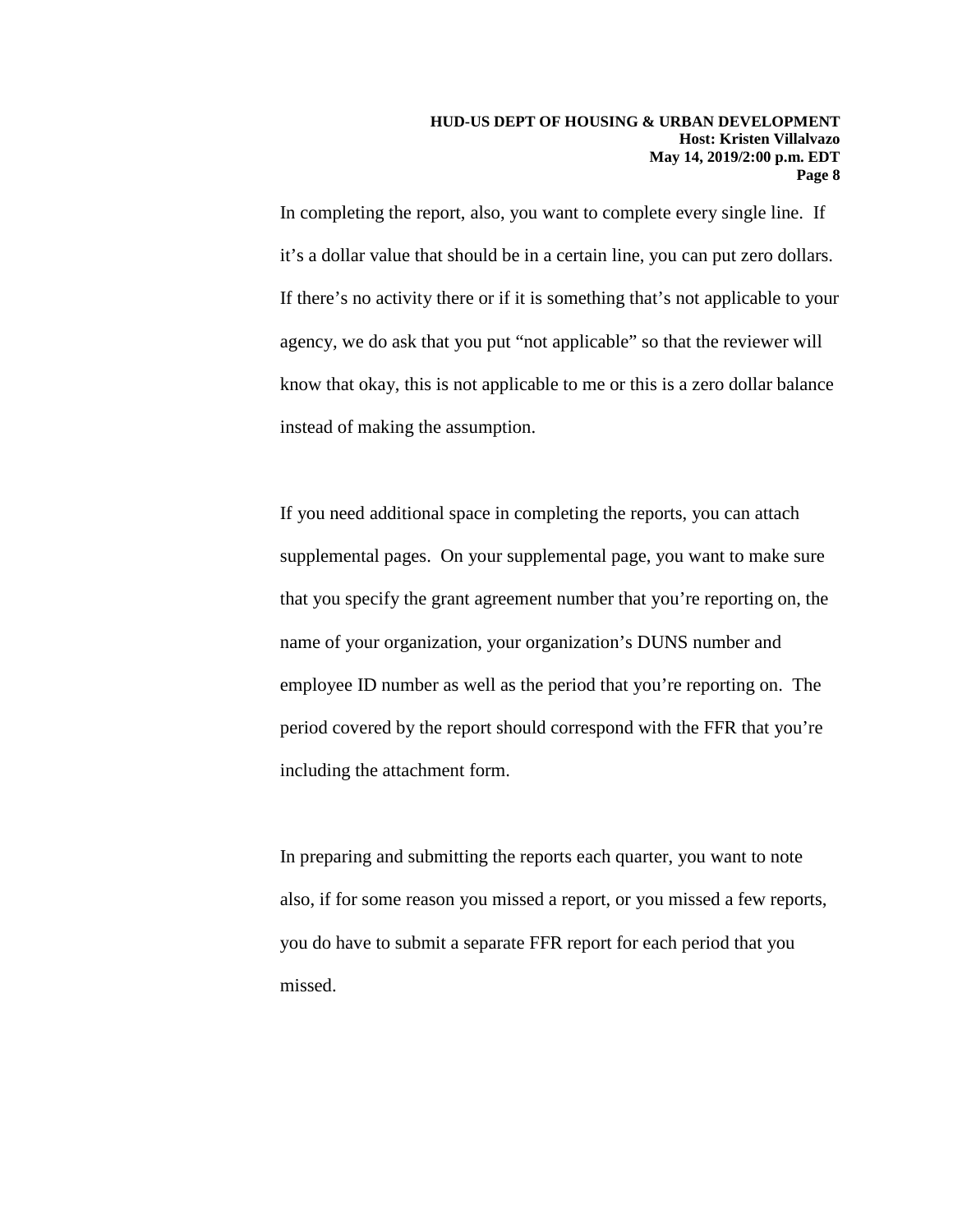In completing the report, also, you want to complete every single line. If it's a dollar value that should be in a certain line, you can put zero dollars. If there's no activity there or if it is something that's not applicable to your agency, we do ask that you put "not applicable" so that the reviewer will know that okay, this is not applicable to me or this is a zero dollar balance instead of making the assumption.

If you need additional space in completing the reports, you can attach supplemental pages. On your supplemental page, you want to make sure that you specify the grant agreement number that you're reporting on, the name of your organization, your organization's DUNS number and employee ID number as well as the period that you're reporting on. The period covered by the report should correspond with the FFR that you're including the attachment form.

In preparing and submitting the reports each quarter, you want to note also, if for some reason you missed a report, or you missed a few reports, you do have to submit a separate FFR report for each period that you missed.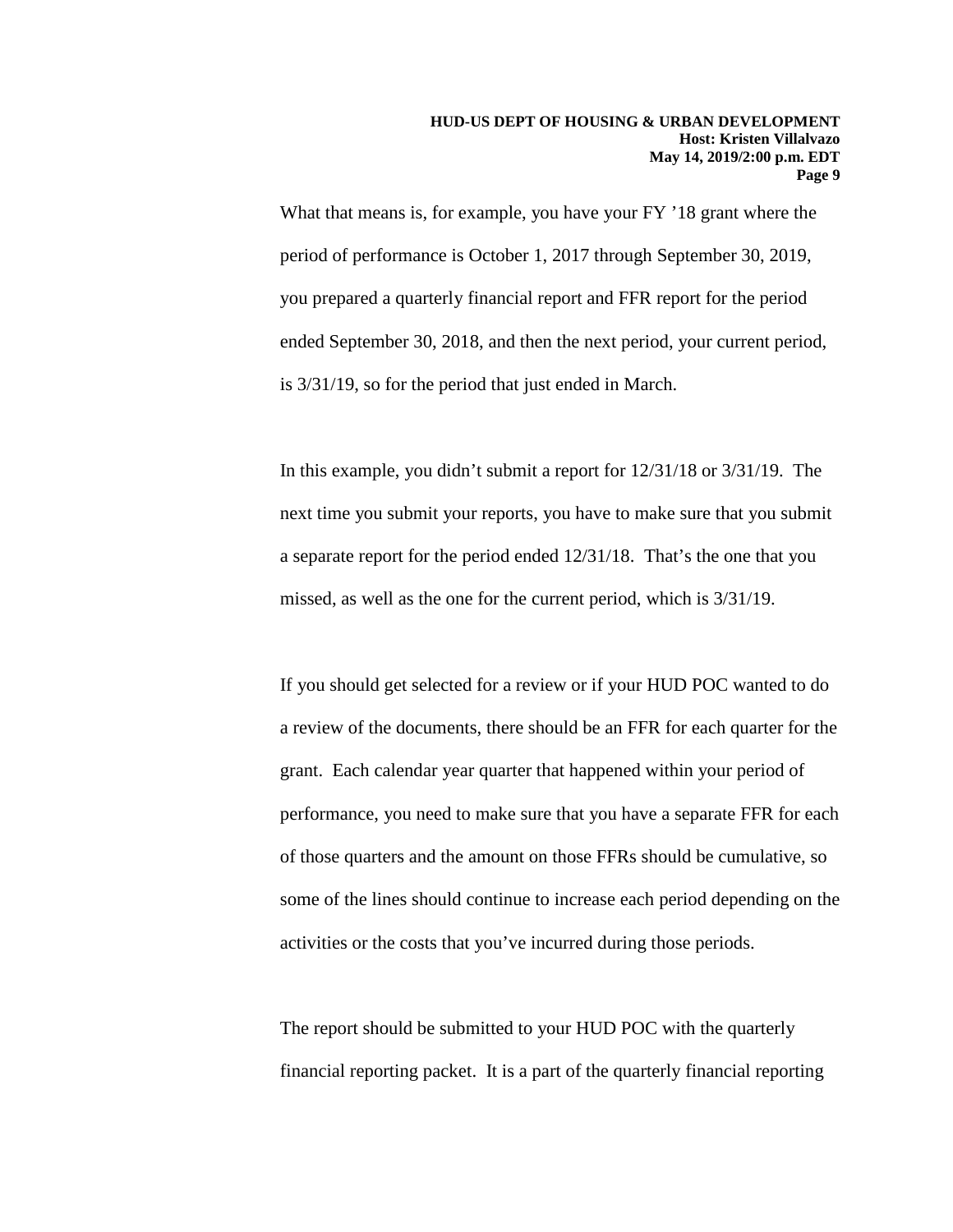What that means is, for example, you have your FY ’18 grant where the period of performance is October 1, 2017 through September 30, 2019, you prepared a quarterly financial report and FFR report for the period ended September 30, 2018, and then the next period, your current period, is 3/31/19, so for the period that just ended in March.

In this example, you didn’t submit a report for 12/31/18 or 3/31/19. The next time you submit your reports, you have to make sure that you submit a separate report for the period ended 12/31/18. That’s the one that you missed, as well as the one for the current period, which is 3/31/19.

If you should get selected for a review or if your HUD POC wanted to do a review of the documents, there should be an FFR for each quarter for the grant. Each calendar year quarter that happened within your period of performance, you need to make sure that you have a separate FFR for each of those quarters and the amount on those FFRs should be cumulative, so some of the lines should continue to increase each period depending on the activities or the costs that you’ve incurred during those periods.

The report should be submitted to your HUD POC with the quarterly financial reporting packet. It is a part of the quarterly financial reporting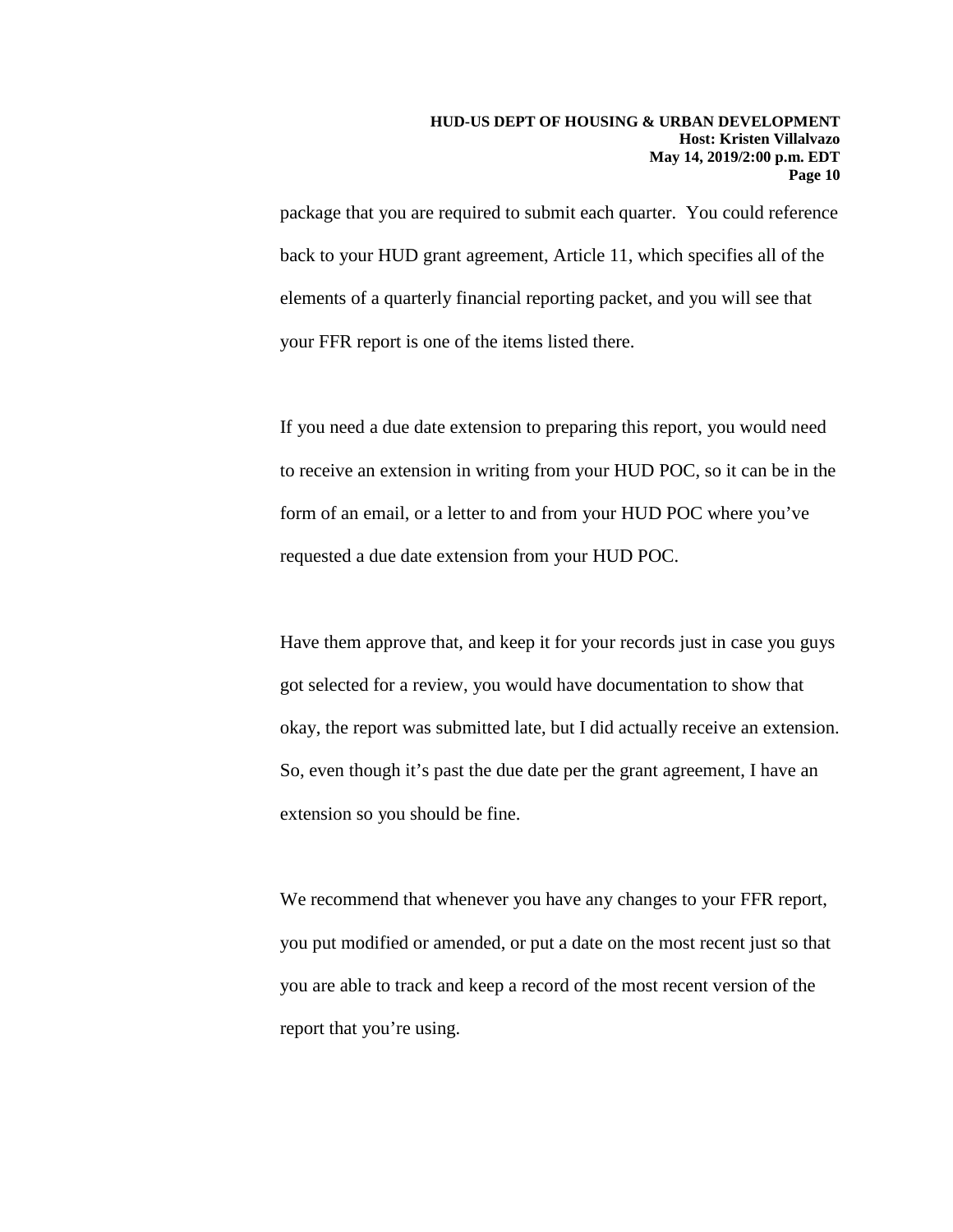package that you are required to submit each quarter. You could reference back to your HUD grant agreement, Article 11, which specifies all of the elements of a quarterly financial reporting packet, and you will see that your FFR report is one of the items listed there.

If you need a due date extension to preparing this report, you would need to receive an extension in writing from your HUD POC, so it can be in the form of an email, or a letter to and from your HUD POC where you've requested a due date extension from your HUD POC.

Have them approve that, and keep it for your records just in case you guys got selected for a review, you would have documentation to show that okay, the report was submitted late, but I did actually receive an extension. So, even though it's past the due date per the grant agreement, I have an extension so you should be fine.

We recommend that whenever you have any changes to your FFR report, you put modified or amended, or put a date on the most recent just so that you are able to track and keep a record of the most recent version of the report that you're using.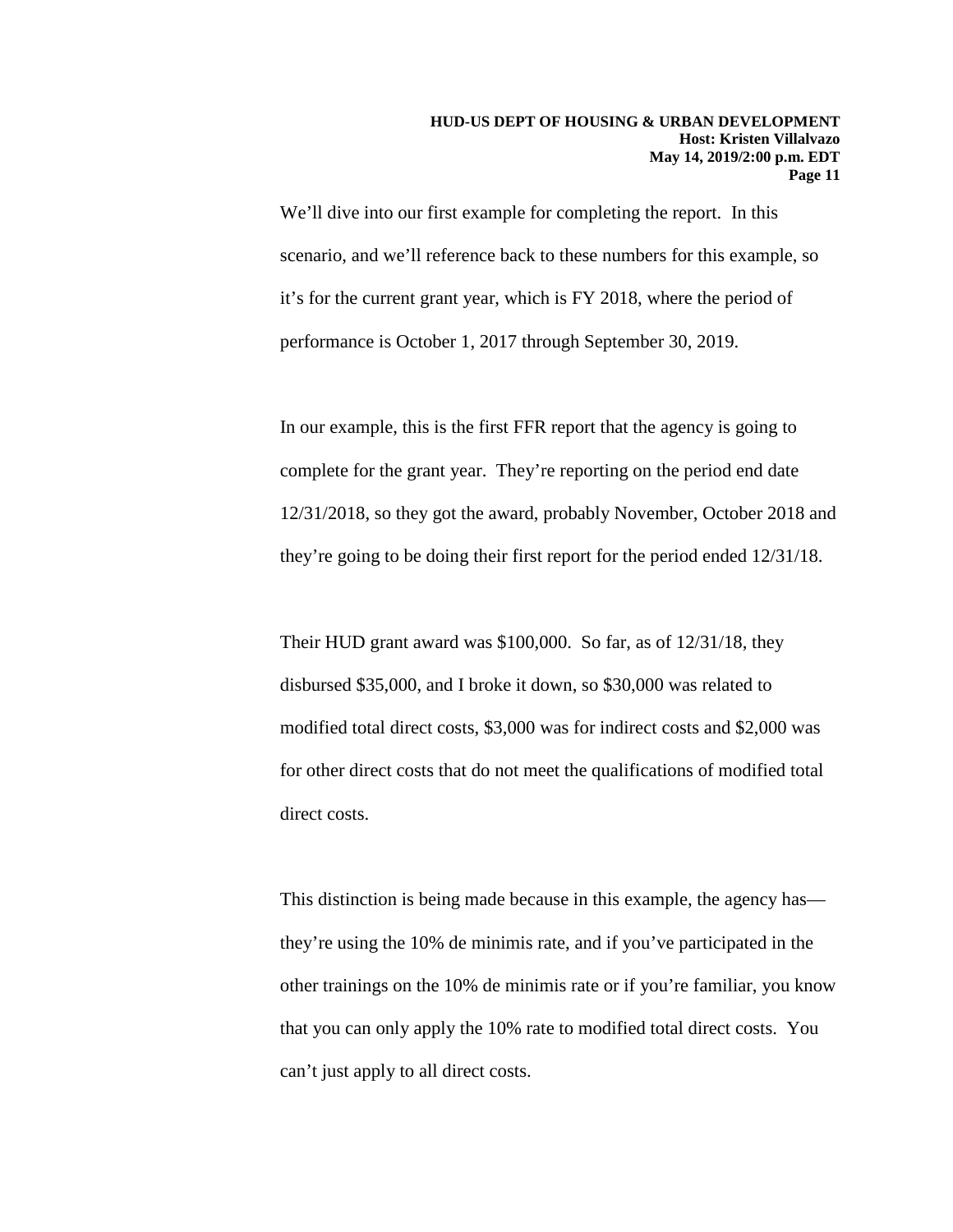We'll dive into our first example for completing the report. In this scenario, and we'll reference back to these numbers for this example, so it's for the current grant year, which is FY 2018, where the period of performance is October 1, 2017 through September 30, 2019.

In our example, this is the first FFR report that the agency is going to complete for the grant year. They're reporting on the period end date 12/31/2018, so they got the award, probably November, October 2018 and they're going to be doing their first report for the period ended 12/31/18.

Their HUD grant award was $100,000. So far, as of 12/31/18, they disbursed $35,000, and I broke it down, so $30,000 was related to modified total direct costs, $3,000 was for indirect costs and $2,000 was for other direct costs that do not meet the qualifications of modified total direct costs.

This distinction is being made because in this example, the agency has—they're using the 10% de minimis rate, and if you've participated in the other trainings on the 10% de minimis rate or if you're familiar, you know that you can only apply the 10% rate to modified total direct costs. You can't just apply to all direct costs.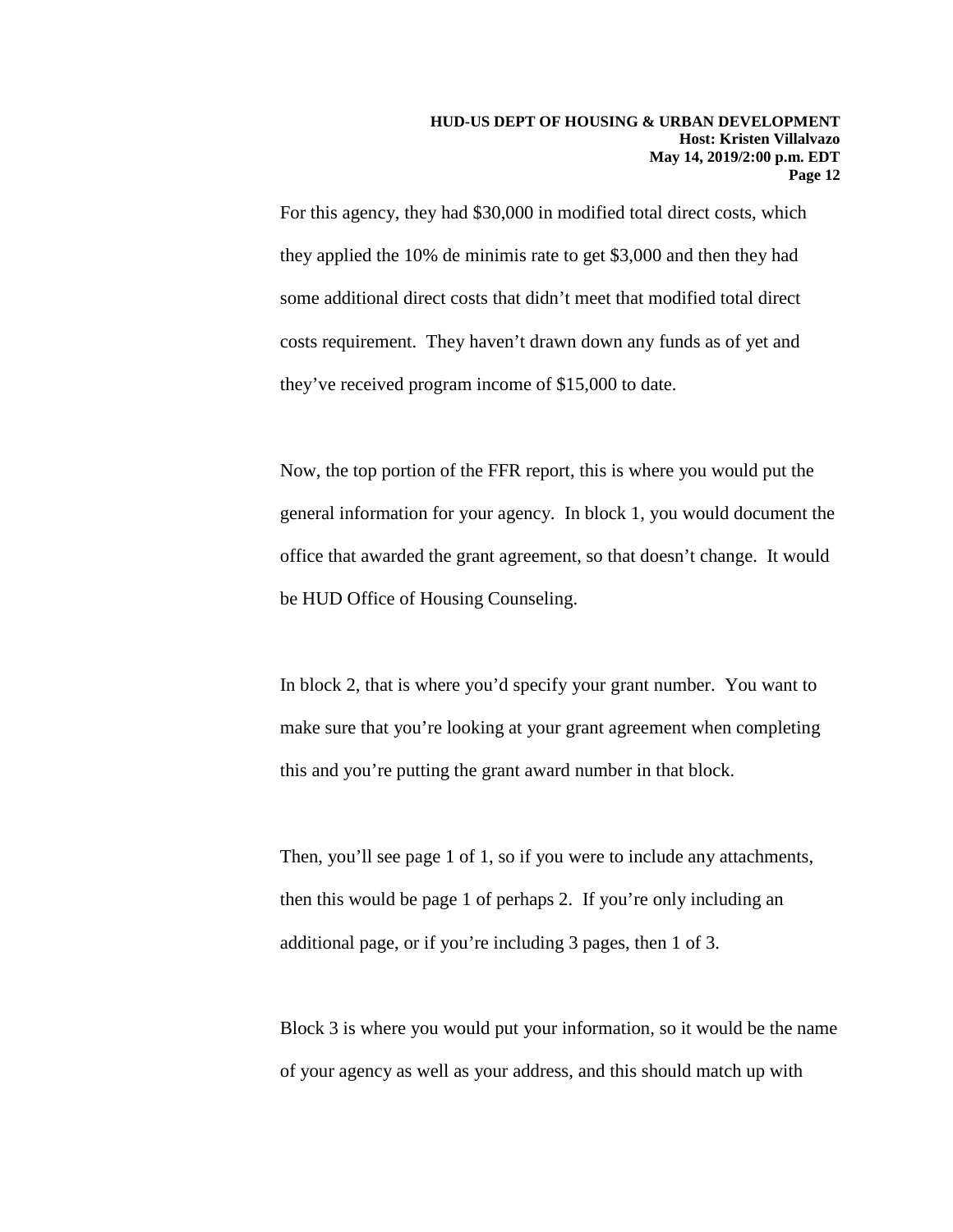For this agency, they had $30,000 in modified total direct costs, which they applied the 10% de minimis rate to get $3,000 and then they had some additional direct costs that didn't meet that modified total direct costs requirement. They haven't drawn down any funds as of yet and they've received program income of $15,000 to date.

Now, the top portion of the FFR report, this is where you would put the general information for your agency. In block 1, you would document the office that awarded the grant agreement, so that doesn't change. It would be HUD Office of Housing Counseling.

In block 2, that is where you'd specify your grant number. You want to make sure that you're looking at your grant agreement when completing this and you're putting the grant award number in that block.

Then, you'll see page 1 of 1, so if you were to include any attachments, then this would be page 1 of perhaps 2. If you're only including an additional page, or if you're including 3 pages, then 1 of 3.

Block 3 is where you would put your information, so it would be the name of your agency as well as your address, and this should match up with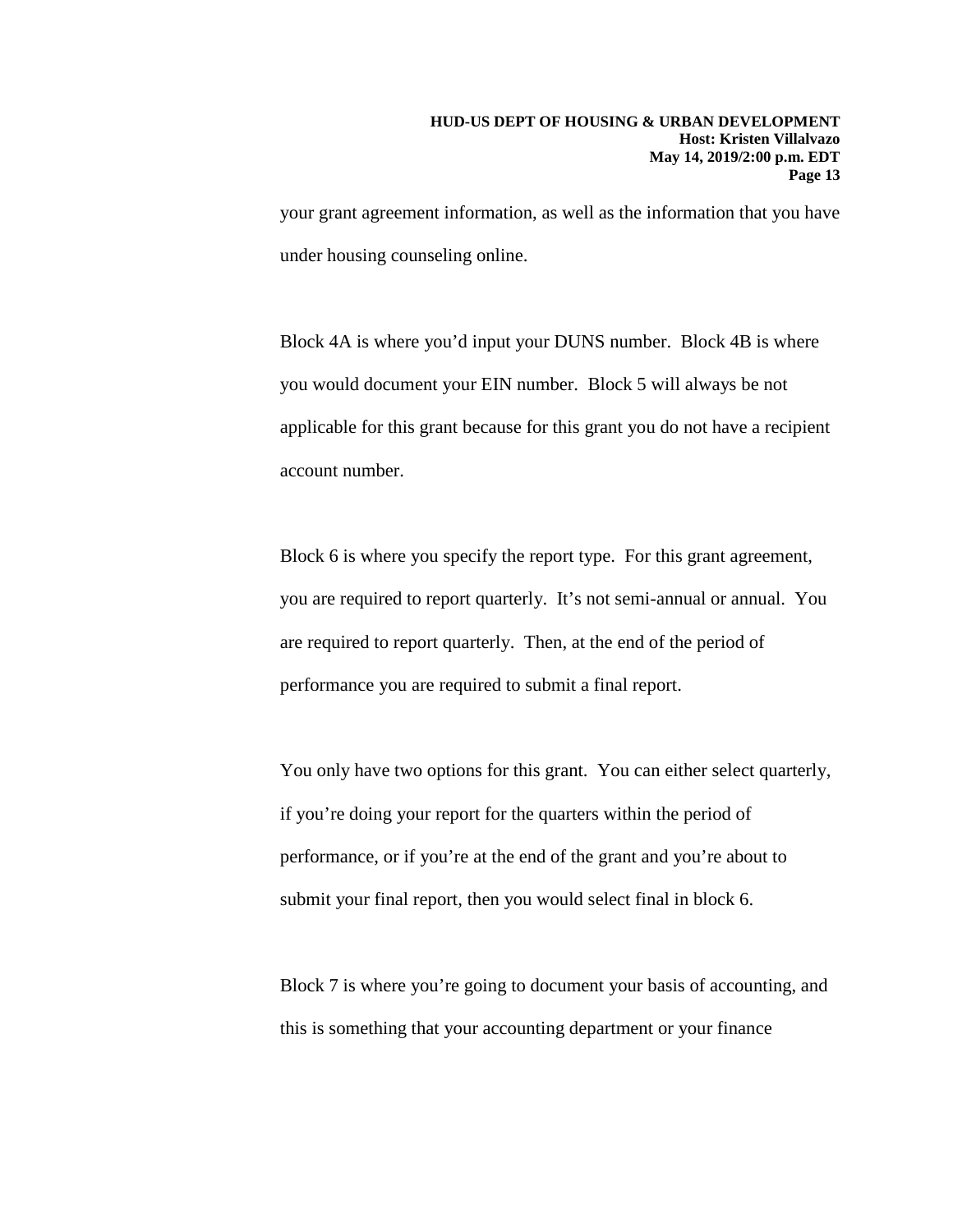your grant agreement information, as well as the information that you have under housing counseling online.

Block 4A is where you'd input your DUNS number. Block 4B is where you would document your EIN number. Block 5 will always be not applicable for this grant because for this grant you do not have a recipient account number.

Block 6 is where you specify the report type. For this grant agreement, you are required to report quarterly. It's not semi-annual or annual. You are required to report quarterly. Then, at the end of the period of performance you are required to submit a final report.

You only have two options for this grant. You can either select quarterly, if you're doing your report for the quarters within the period of performance, or if you're at the end of the grant and you're about to submit your final report, then you would select final in block 6.

Block 7 is where you're going to document your basis of accounting, and this is something that your accounting department or your finance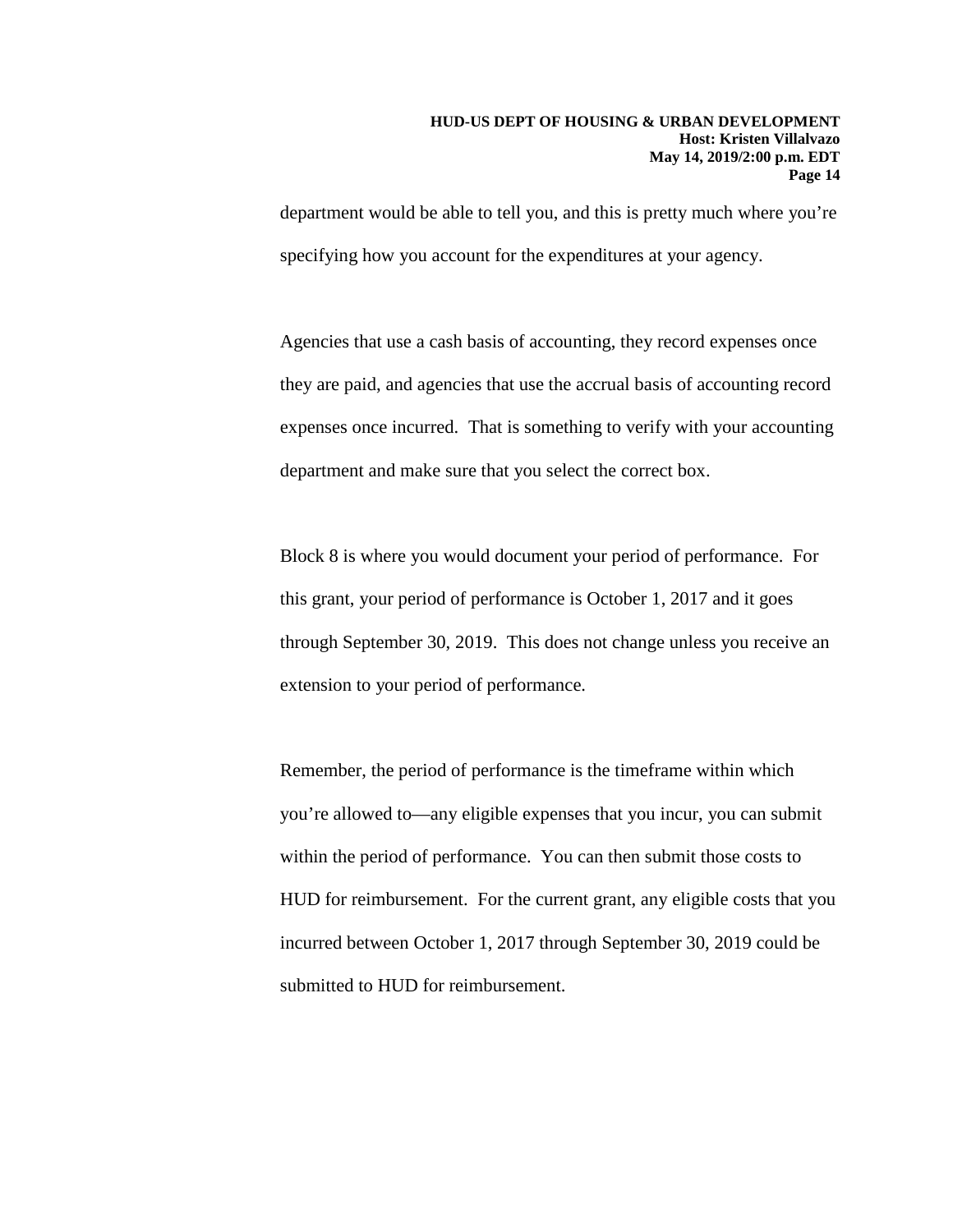department would be able to tell you, and this is pretty much where you're specifying how you account for the expenditures at your agency.

Agencies that use a cash basis of accounting, they record expenses once they are paid, and agencies that use the accrual basis of accounting record expenses once incurred. That is something to verify with your accounting department and make sure that you select the correct box.

Block 8 is where you would document your period of performance. For this grant, your period of performance is October 1, 2017 and it goes through September 30, 2019. This does not change unless you receive an extension to your period of performance.

Remember, the period of performance is the timeframe within which you're allowed to—any eligible expenses that you incur, you can submit within the period of performance. You can then submit those costs to HUD for reimbursement. For the current grant, any eligible costs that you incurred between October 1, 2017 through September 30, 2019 could be submitted to HUD for reimbursement.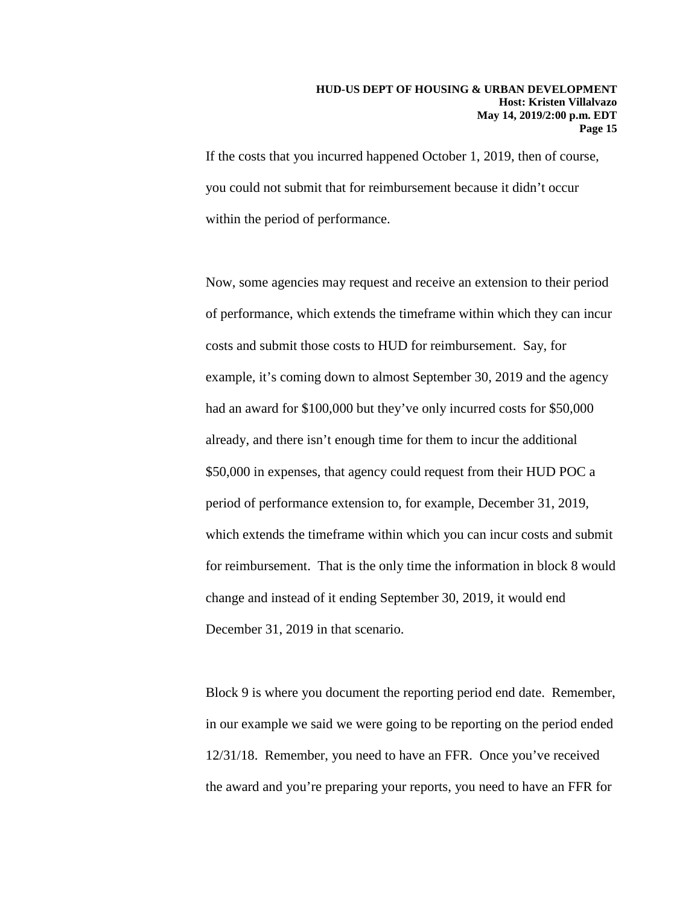If the costs that you incurred happened October 1, 2019, then of course, you could not submit that for reimbursement because it didn't occur within the period of performance.

Now, some agencies may request and receive an extension to their period of performance, which extends the timeframe within which they can incur costs and submit those costs to HUD for reimbursement. Say, for example, it's coming down to almost September 30, 2019 and the agency had an award for $100,000 but they've only incurred costs for $50,000 already, and there isn't enough time for them to incur the additional $50,000 in expenses, that agency could request from their HUD POC a period of performance extension to, for example, December 31, 2019, which extends the timeframe within which you can incur costs and submit for reimbursement. That is the only time the information in block 8 would change and instead of it ending September 30, 2019, it would end December 31, 2019 in that scenario.

Block 9 is where you document the reporting period end date. Remember, in our example we said we were going to be reporting on the period ended 12/31/18. Remember, you need to have an FFR. Once you've received the award and you're preparing your reports, you need to have an FFR for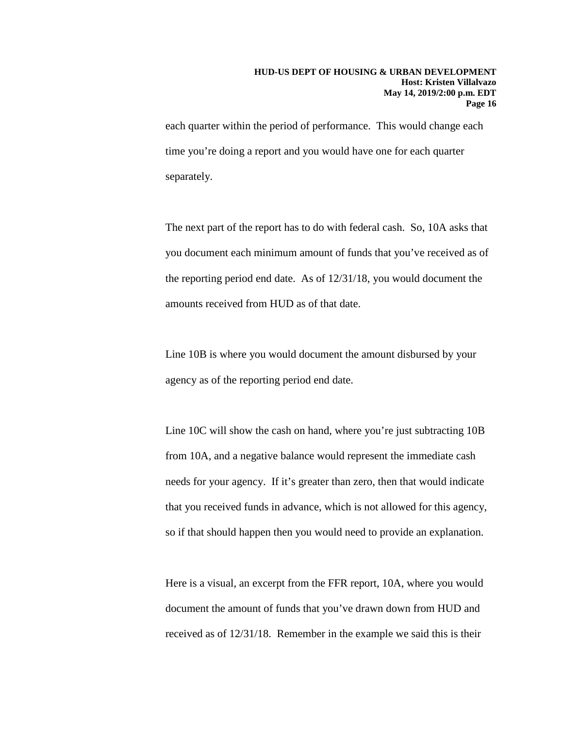each quarter within the period of performance. This would change each time you're doing a report and you would have one for each quarter separately.

The next part of the report has to do with federal cash. So, 10A asks that you document each minimum amount of funds that you've received as of the reporting period end date. As of 12/31/18, you would document the amounts received from HUD as of that date.

Line 10B is where you would document the amount disbursed by your agency as of the reporting period end date.

Line 10C will show the cash on hand, where you're just subtracting 10B from 10A, and a negative balance would represent the immediate cash needs for your agency. If it's greater than zero, then that would indicate that you received funds in advance, which is not allowed for this agency, so if that should happen then you would need to provide an explanation.

Here is a visual, an excerpt from the FFR report, 10A, where you would document the amount of funds that you've drawn down from HUD and received as of 12/31/18. Remember in the example we said this is their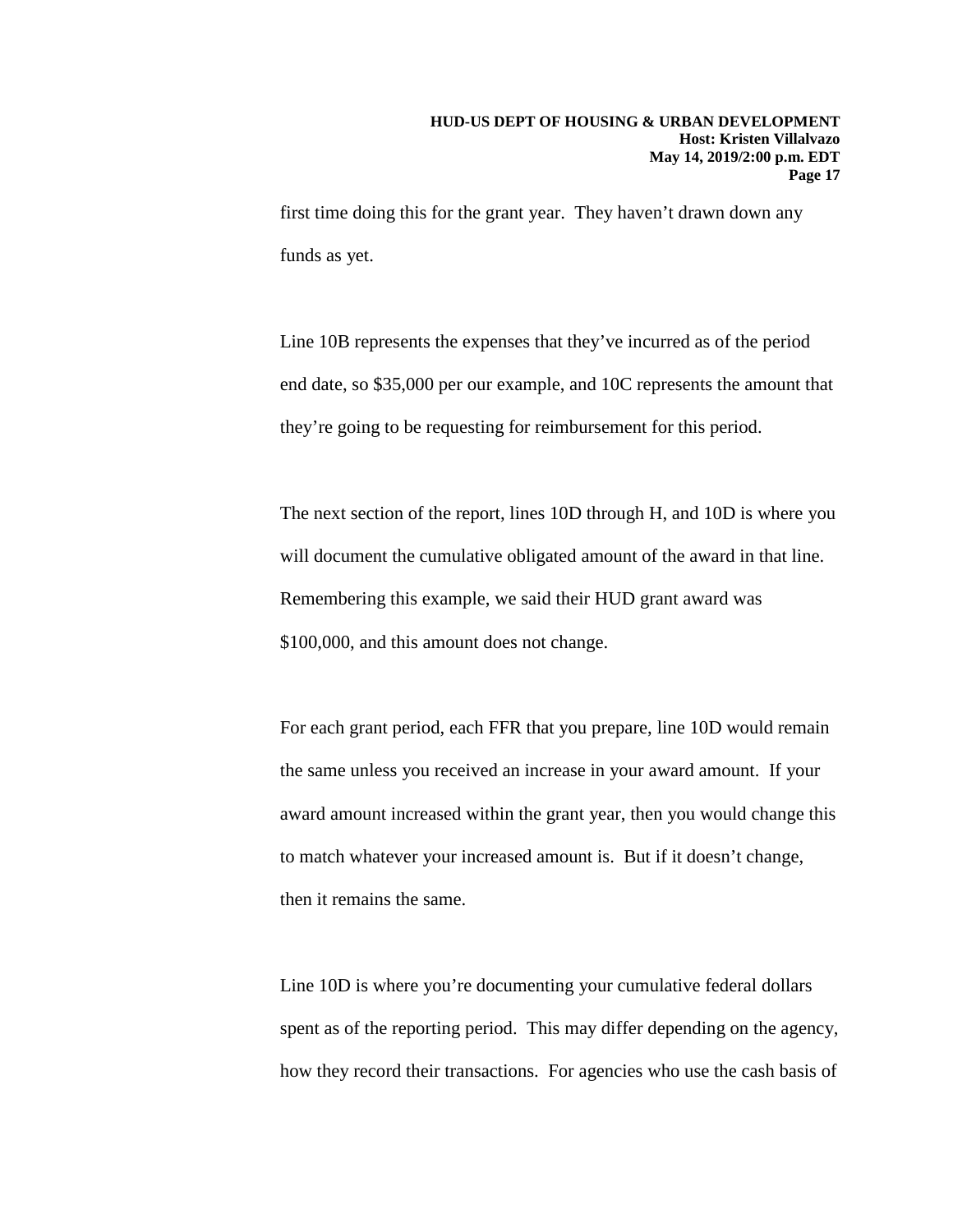first time doing this for the grant year. They haven't drawn down any funds as yet.

Line 10B represents the expenses that they've incurred as of the period end date, so $35,000 per our example, and 10C represents the amount that they're going to be requesting for reimbursement for this period.

The next section of the report, lines 10D through H, and 10D is where you will document the cumulative obligated amount of the award in that line. Remembering this example, we said their HUD grant award was $100,000, and this amount does not change.

For each grant period, each FFR that you prepare, line 10D would remain the same unless you received an increase in your award amount. If your award amount increased within the grant year, then you would change this to match whatever your increased amount is. But if it doesn't change, then it remains the same.

Line 10D is where you're documenting your cumulative federal dollars spent as of the reporting period. This may differ depending on the agency, how they record their transactions. For agencies who use the cash basis of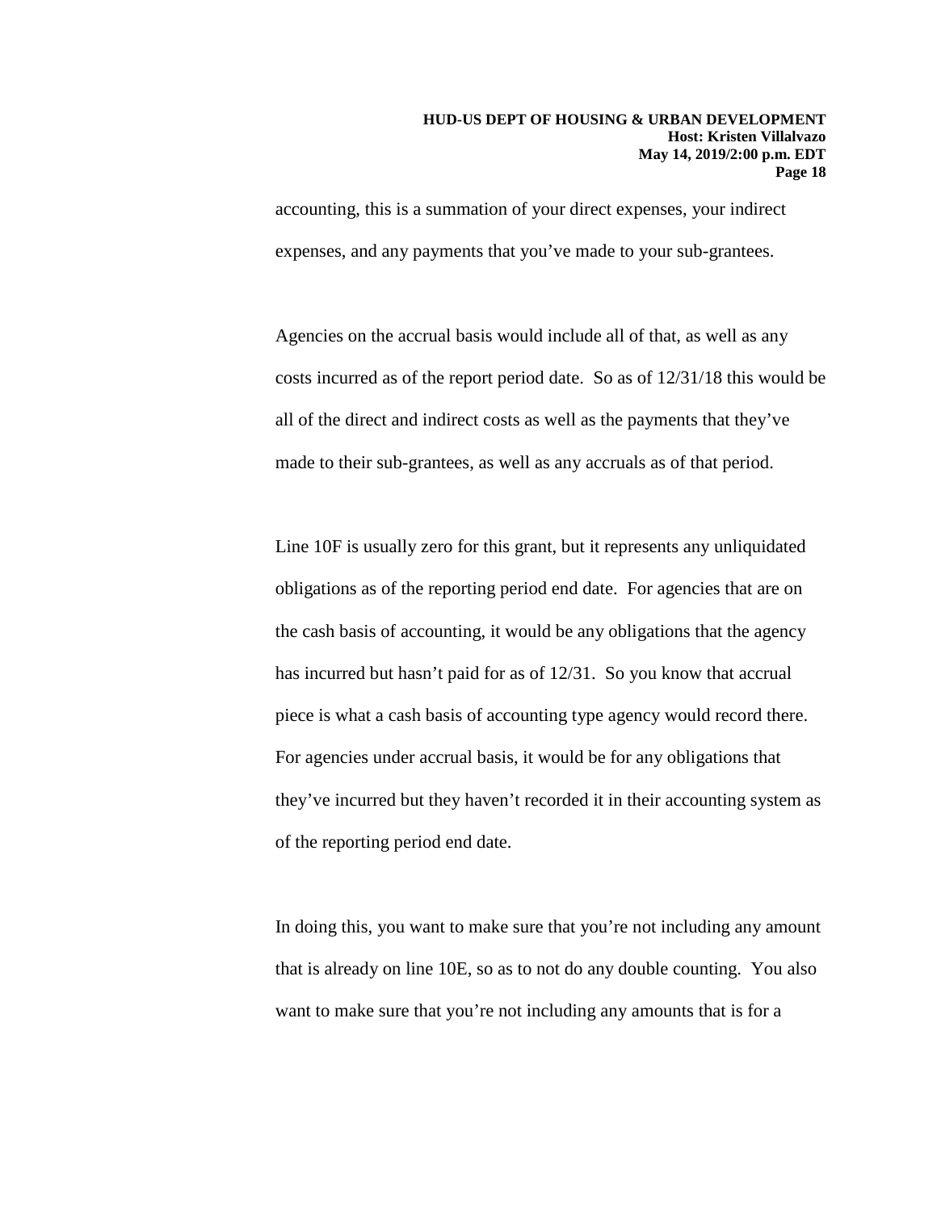accounting, this is a summation of your direct expenses, your indirect expenses, and any payments that you've made to your sub-grantees.

Agencies on the accrual basis would include all of that, as well as any costs incurred as of the report period date. So as of 12/31/18 this would be all of the direct and indirect costs as well as the payments that they've made to their sub-grantees, as well as any accruals as of that period.

Line 10F is usually zero for this grant, but it represents any unliquidated obligations as of the reporting period end date. For agencies that are on the cash basis of accounting, it would be any obligations that the agency has incurred but hasn't paid for as of 12/31. So you know that accrual piece is what a cash basis of accounting type agency would record there. For agencies under accrual basis, it would be for any obligations that they've incurred but they haven't recorded it in their accounting system as of the reporting period end date.

In doing this, you want to make sure that you're not including any amount that is already on line 10E, so as to not do any double counting. You also want to make sure that you're not including any amounts that is for a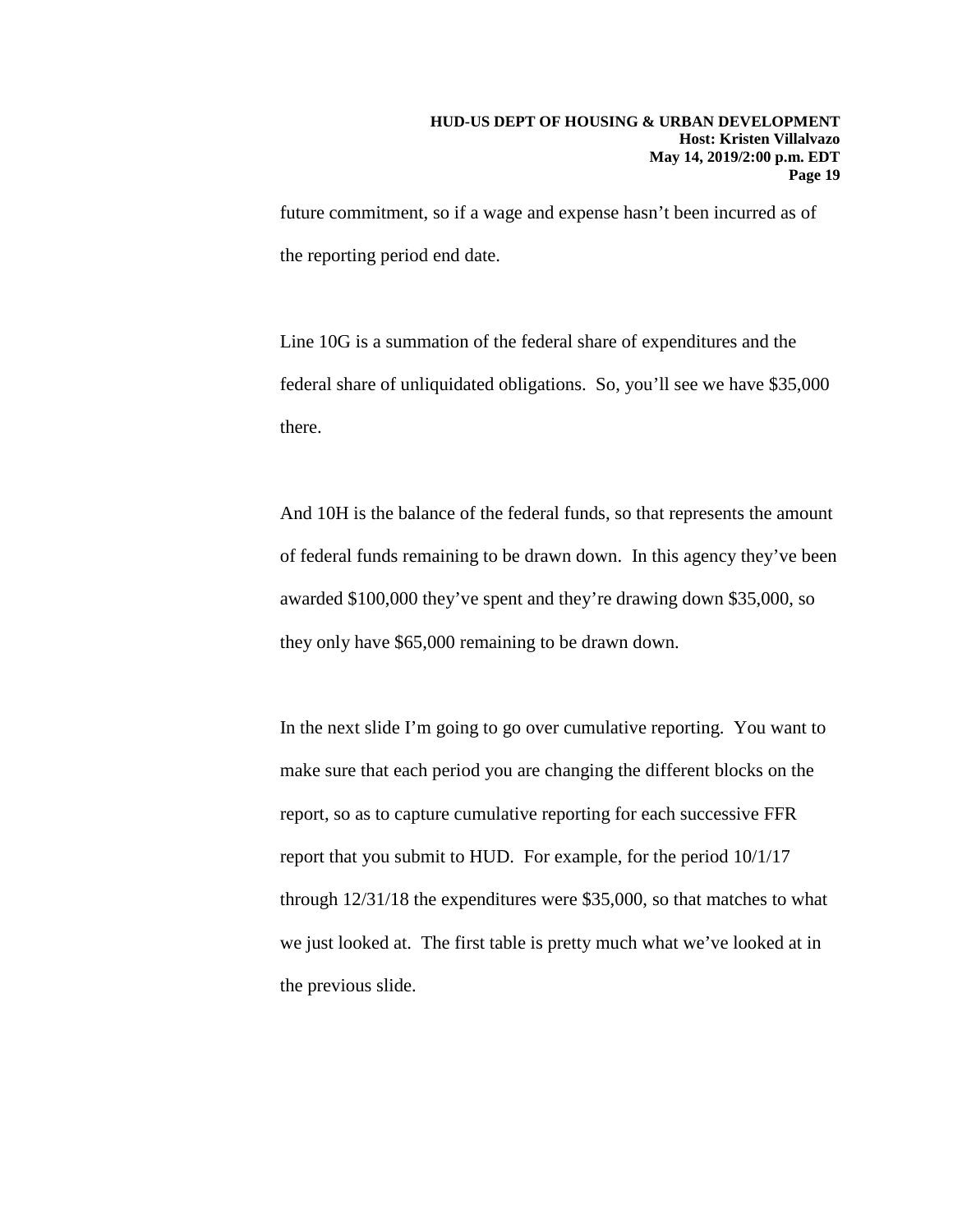future commitment, so if a wage and expense hasn't been incurred as of the reporting period end date.

Line 10G is a summation of the federal share of expenditures and the federal share of unliquidated obligations. So, you'll see we have $35,000 there.

And 10H is the balance of the federal funds, so that represents the amount of federal funds remaining to be drawn down. In this agency they've been awarded $100,000 they've spent and they're drawing down $35,000, so they only have $65,000 remaining to be drawn down.

In the next slide I'm going to go over cumulative reporting. You want to make sure that each period you are changing the different blocks on the report, so as to capture cumulative reporting for each successive FFR report that you submit to HUD. For example, for the period 10/1/17 through 12/31/18 the expenditures were $35,000, so that matches to what we just looked at. The first table is pretty much what we've looked at in the previous slide.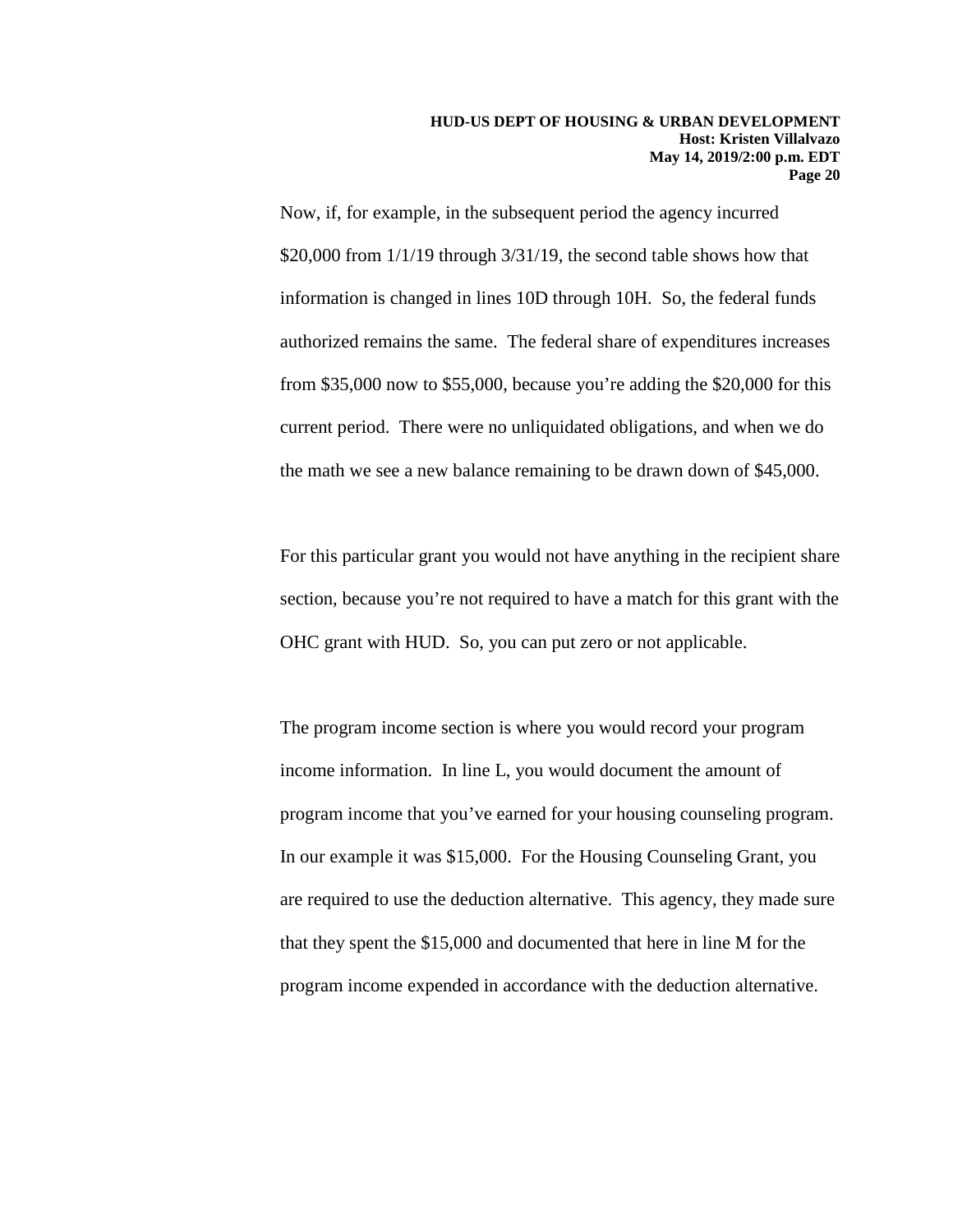Now, if, for example, in the subsequent period the agency incurred $20,000 from 1/1/19 through 3/31/19, the second table shows how that information is changed in lines 10D through 10H. So, the federal funds authorized remains the same. The federal share of expenditures increases from $35,000 now to $55,000, because you're adding the $20,000 for this current period. There were no unliquidated obligations, and when we do the math we see a new balance remaining to be drawn down of $45,000.

For this particular grant you would not have anything in the recipient share section, because you're not required to have a match for this grant with the OHC grant with HUD. So, you can put zero or not applicable.

The program income section is where you would record your program income information. In line L, you would document the amount of program income that you've earned for your housing counseling program. In our example it was $15,000. For the Housing Counseling Grant, you are required to use the deduction alternative. This agency, they made sure that they spent the $15,000 and documented that here in line M for the program income expended in accordance with the deduction alternative.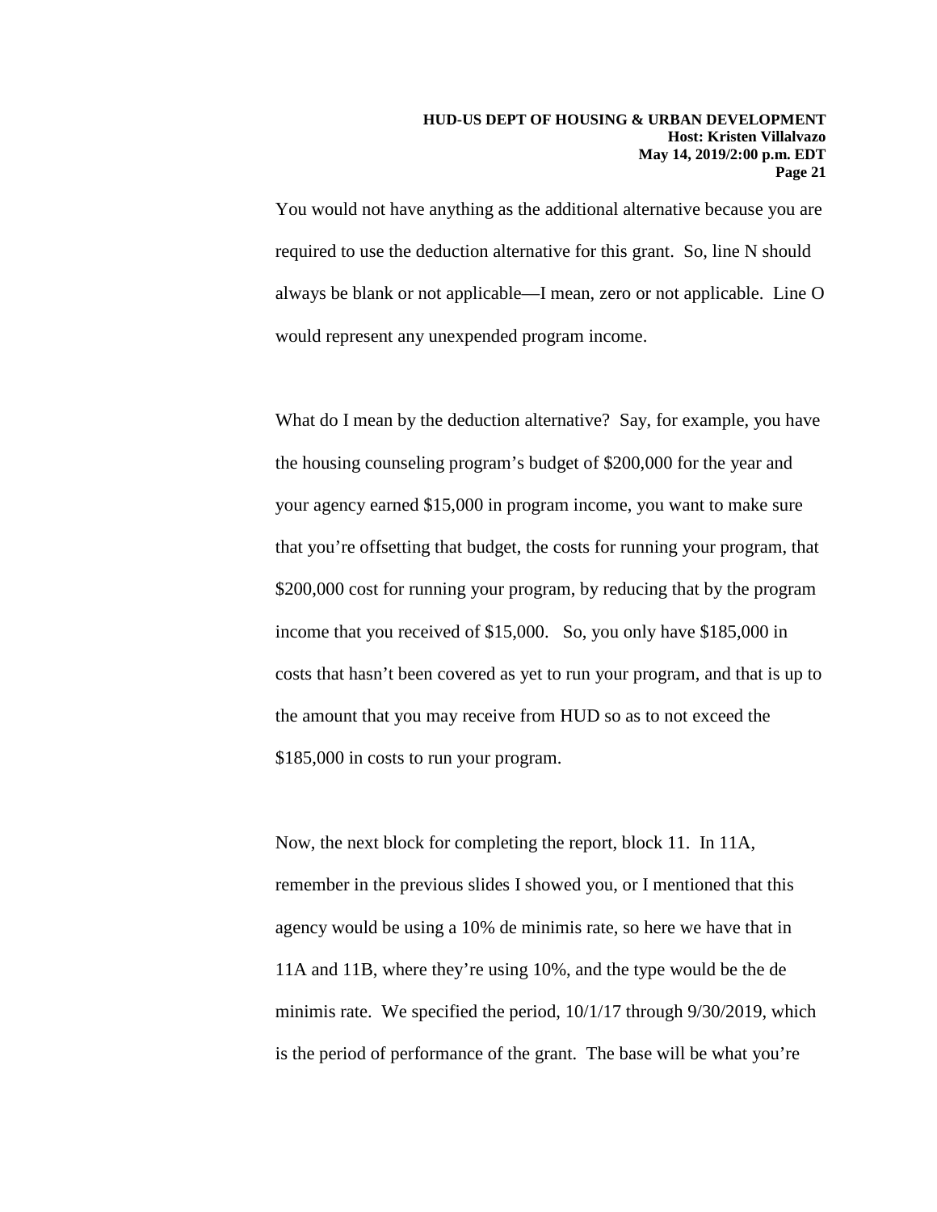You would not have anything as the additional alternative because you are required to use the deduction alternative for this grant. So, line N should always be blank or not applicable—I mean, zero or not applicable. Line O would represent any unexpended program income.

What do I mean by the deduction alternative? Say, for example, you have the housing counseling program's budget of $200,000 for the year and your agency earned $15,000 in program income, you want to make sure that you're offsetting that budget, the costs for running your program, that $200,000 cost for running your program, by reducing that by the program income that you received of $15,000. So, you only have $185,000 in costs that hasn't been covered as yet to run your program, and that is up to the amount that you may receive from HUD so as to not exceed the $185,000 in costs to run your program.

Now, the next block for completing the report, block 11. In 11A, remember in the previous slides I showed you, or I mentioned that this agency would be using a 10% de minimis rate, so here we have that in 11A and 11B, where they're using 10%, and the type would be the de minimis rate. We specified the period, 10/1/17 through 9/30/2019, which is the period of performance of the grant. The base will be what you're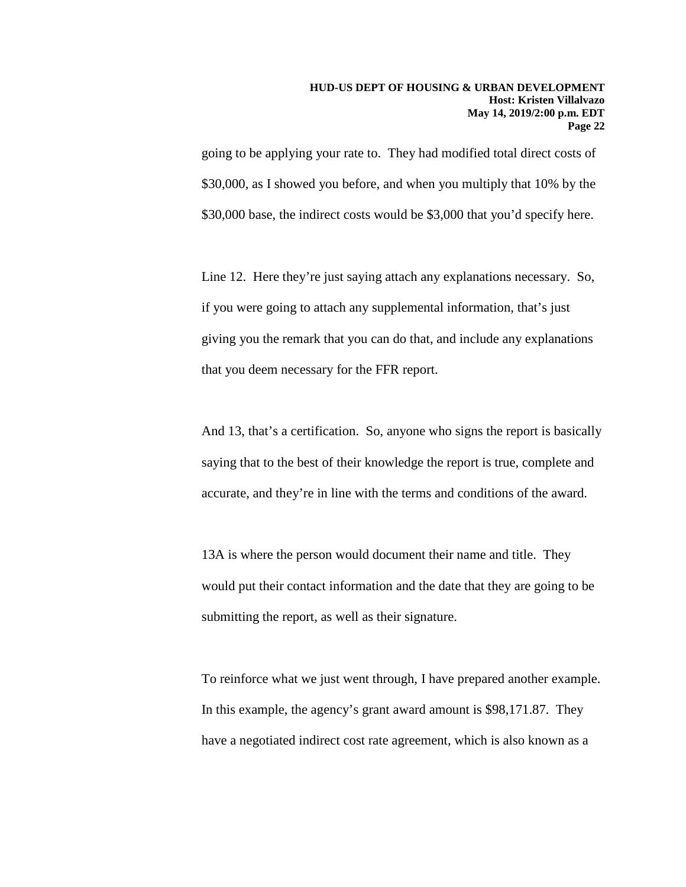going to be applying your rate to. They had modified total direct costs of $30,000, as I showed you before, and when you multiply that 10% by the $30,000 base, the indirect costs would be $3,000 that you'd specify here.

Line 12. Here they're just saying attach any explanations necessary. So, if you were going to attach any supplemental information, that's just giving you the remark that you can do that, and include any explanations that you deem necessary for the FFR report.

And 13, that's a certification. So, anyone who signs the report is basically saying that to the best of their knowledge the report is true, complete and accurate, and they're in line with the terms and conditions of the award.

13A is where the person would document their name and title. They would put their contact information and the date that they are going to be submitting the report, as well as their signature.

To reinforce what we just went through, I have prepared another example. In this example, the agency's grant award amount is $98,171.87. They have a negotiated indirect cost rate agreement, which is also known as a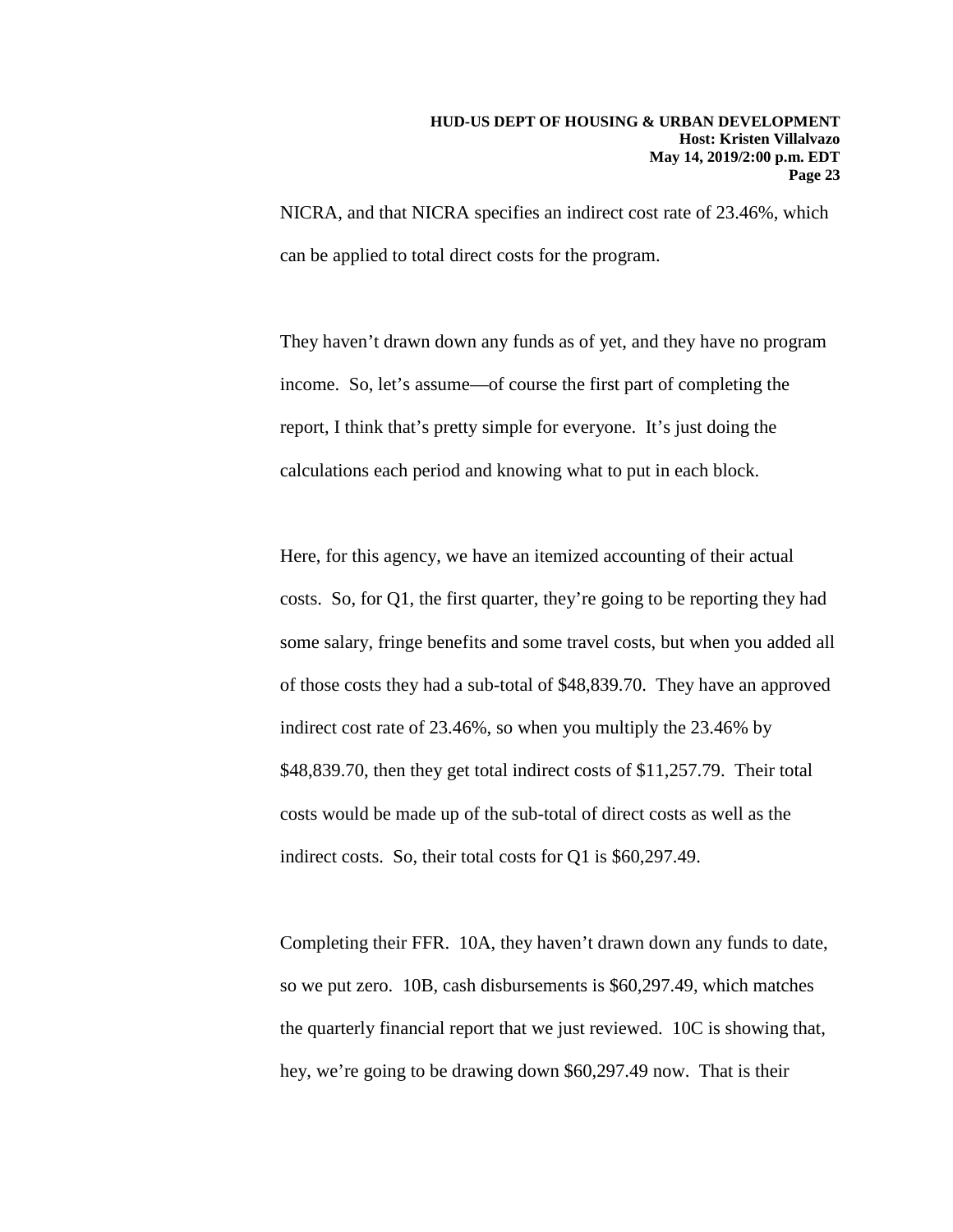NICRA, and that NICRA specifies an indirect cost rate of 23.46%, which can be applied to total direct costs for the program.

They haven't drawn down any funds as of yet, and they have no program income. So, let's assume—of course the first part of completing the report, I think that's pretty simple for everyone. It's just doing the calculations each period and knowing what to put in each block.

Here, for this agency, we have an itemized accounting of their actual costs. So, for Q1, the first quarter, they're going to be reporting they had some salary, fringe benefits and some travel costs, but when you added all of those costs they had a sub-total of $48,839.70. They have an approved indirect cost rate of 23.46%, so when you multiply the 23.46% by $48,839.70, then they get total indirect costs of $11,257.79. Their total costs would be made up of the sub-total of direct costs as well as the indirect costs. So, their total costs for Q1 is $60,297.49.

Completing their FFR. 10A, they haven't drawn down any funds to date, so we put zero. 10B, cash disbursements is $60,297.49, which matches the quarterly financial report that we just reviewed. 10C is showing that, hey, we're going to be drawing down $60,297.49 now. That is their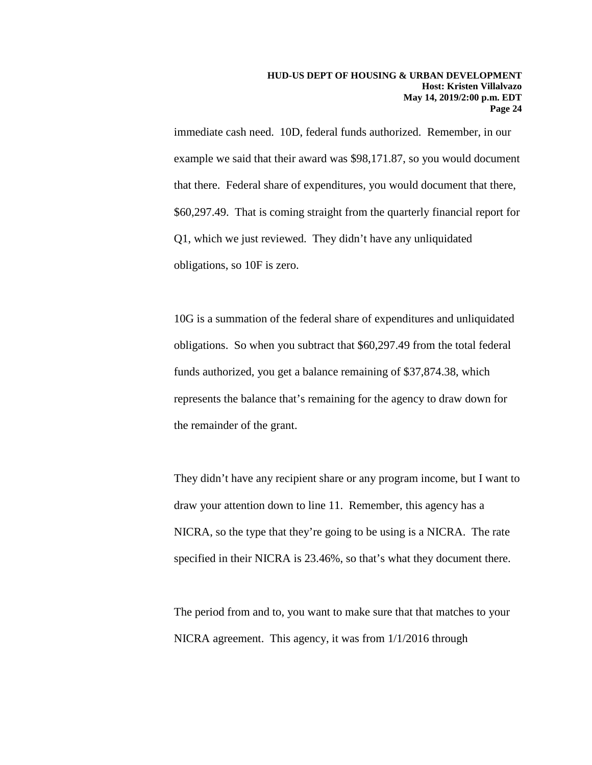immediate cash need. 10D, federal funds authorized. Remember, in our example we said that their award was $98,171.87, so you would document that there. Federal share of expenditures, you would document that there, $60,297.49. That is coming straight from the quarterly financial report for Q1, which we just reviewed. They didn't have any unliquidated obligations, so 10F is zero.

10G is a summation of the federal share of expenditures and unliquidated obligations. So when you subtract that $60,297.49 from the total federal funds authorized, you get a balance remaining of $37,874.38, which represents the balance that's remaining for the agency to draw down for the remainder of the grant.

They didn't have any recipient share or any program income, but I want to draw your attention down to line 11. Remember, this agency has a NICRA, so the type that they're going to be using is a NICRA. The rate specified in their NICRA is 23.46%, so that's what they document there.

The period from and to, you want to make sure that that matches to your NICRA agreement. This agency, it was from 1/1/2016 through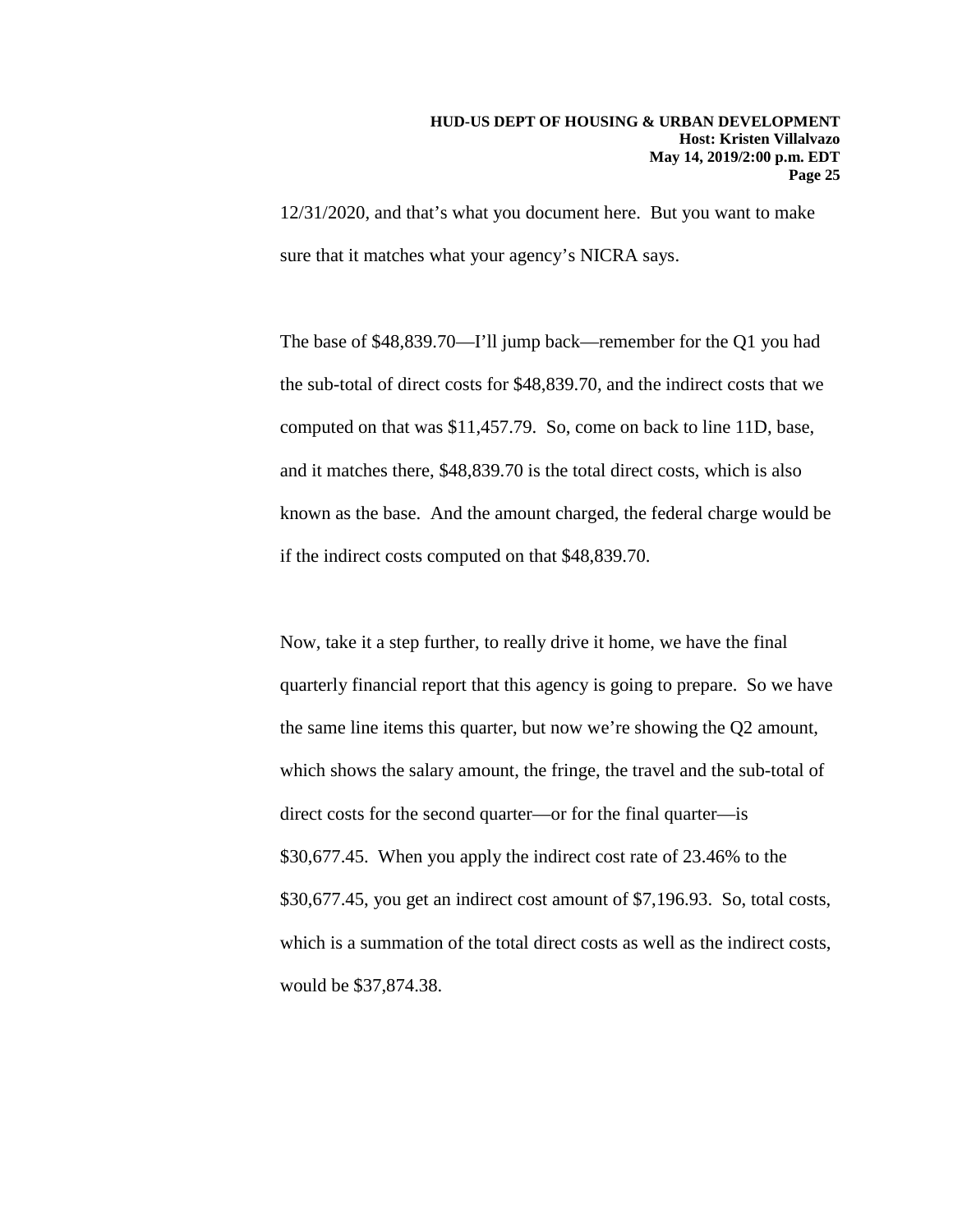12/31/2020, and that's what you document here. But you want to make sure that it matches what your agency's NICRA says.

The base of $48,839.70—I'll jump back—remember for the Q1 you had the sub-total of direct costs for $48,839.70, and the indirect costs that we computed on that was $11,457.79. So, come on back to line 11D, base, and it matches there, $48,839.70 is the total direct costs, which is also known as the base. And the amount charged, the federal charge would be if the indirect costs computed on that $48,839.70.

Now, take it a step further, to really drive it home, we have the final quarterly financial report that this agency is going to prepare. So we have the same line items this quarter, but now we're showing the Q2 amount, which shows the salary amount, the fringe, the travel and the sub-total of direct costs for the second quarter—or for the final quarter—is $30,677.45. When you apply the indirect cost rate of 23.46% to the $30,677.45, you get an indirect cost amount of $7,196.93. So, total costs, which is a summation of the total direct costs as well as the indirect costs, would be $37,874.38.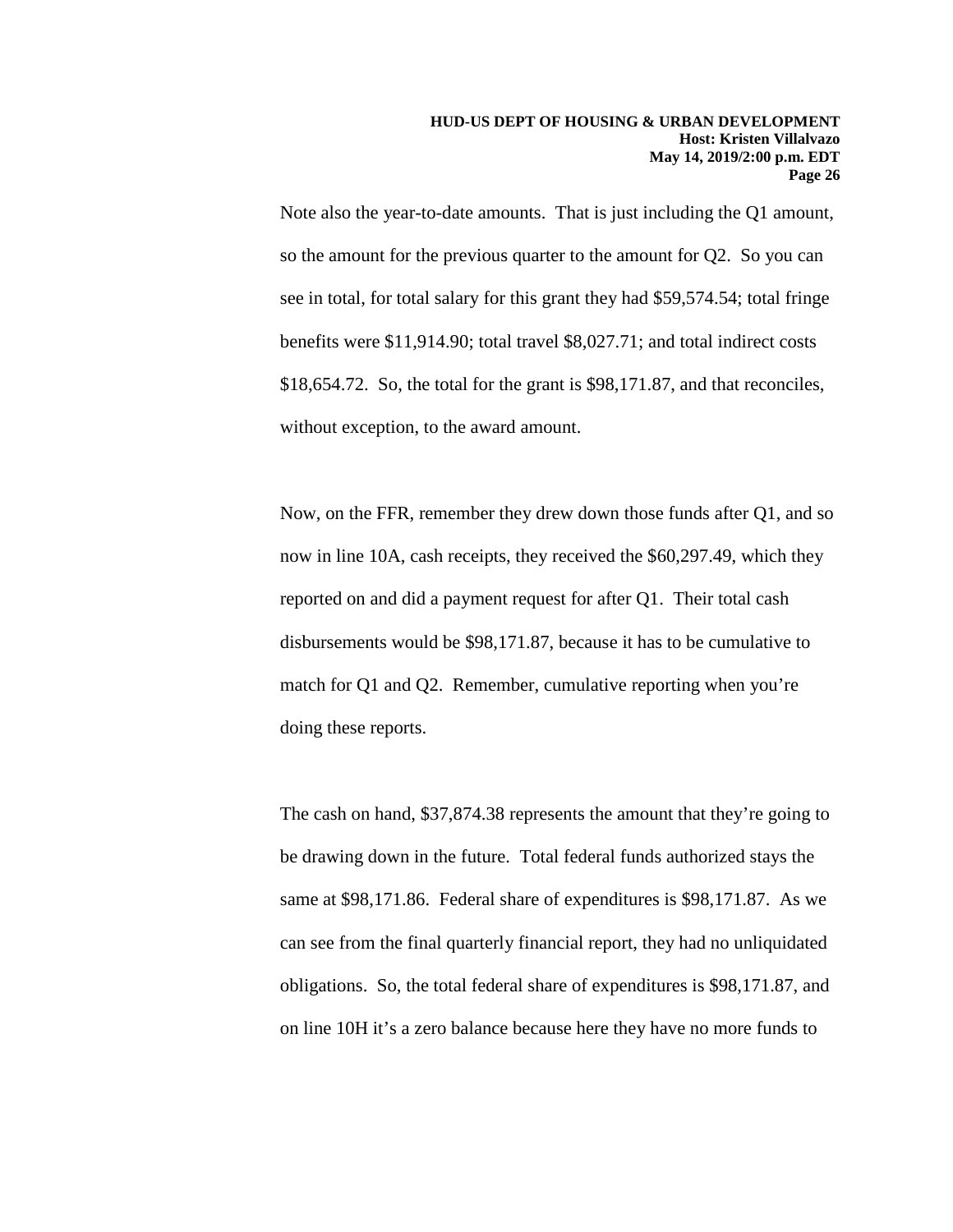Note also the year-to-date amounts. That is just including the Q1 amount, so the amount for the previous quarter to the amount for Q2. So you can see in total, for total salary for this grant they had $59,574.54; total fringe benefits were $11,914.90; total travel $8,027.71; and total indirect costs $18,654.72. So, the total for the grant is $98,171.87, and that reconciles, without exception, to the award amount.

Now, on the FFR, remember they drew down those funds after Q1, and so now in line 10A, cash receipts, they received the $60,297.49, which they reported on and did a payment request for after Q1. Their total cash disbursements would be $98,171.87, because it has to be cumulative to match for Q1 and Q2. Remember, cumulative reporting when you're doing these reports.

The cash on hand, $37,874.38 represents the amount that they're going to be drawing down in the future. Total federal funds authorized stays the same at $98,171.86. Federal share of expenditures is $98,171.87. As we can see from the final quarterly financial report, they had no unliquidated obligations. So, the total federal share of expenditures is $98,171.87, and on line 10H it's a zero balance because here they have no more funds to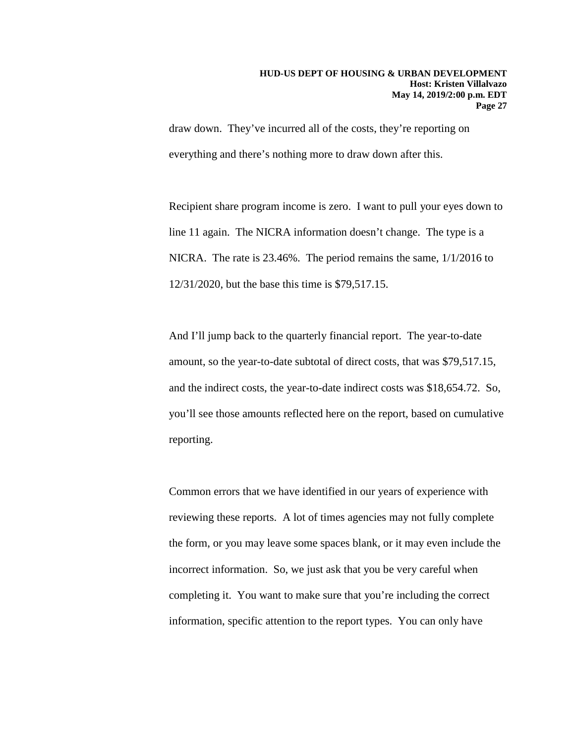draw down. They've incurred all of the costs, they're reporting on everything and there's nothing more to draw down after this.

Recipient share program income is zero. I want to pull your eyes down to line 11 again. The NICRA information doesn't change. The type is a NICRA. The rate is 23.46%. The period remains the same, 1/1/2016 to 12/31/2020, but the base this time is $79,517.15.

And I'll jump back to the quarterly financial report. The year-to-date amount, so the year-to-date subtotal of direct costs, that was $79,517.15, and the indirect costs, the year-to-date indirect costs was $18,654.72. So, you'll see those amounts reflected here on the report, based on cumulative reporting.

Common errors that we have identified in our years of experience with reviewing these reports. A lot of times agencies may not fully complete the form, or you may leave some spaces blank, or it may even include the incorrect information. So, we just ask that you be very careful when completing it. You want to make sure that you're including the correct information, specific attention to the report types. You can only have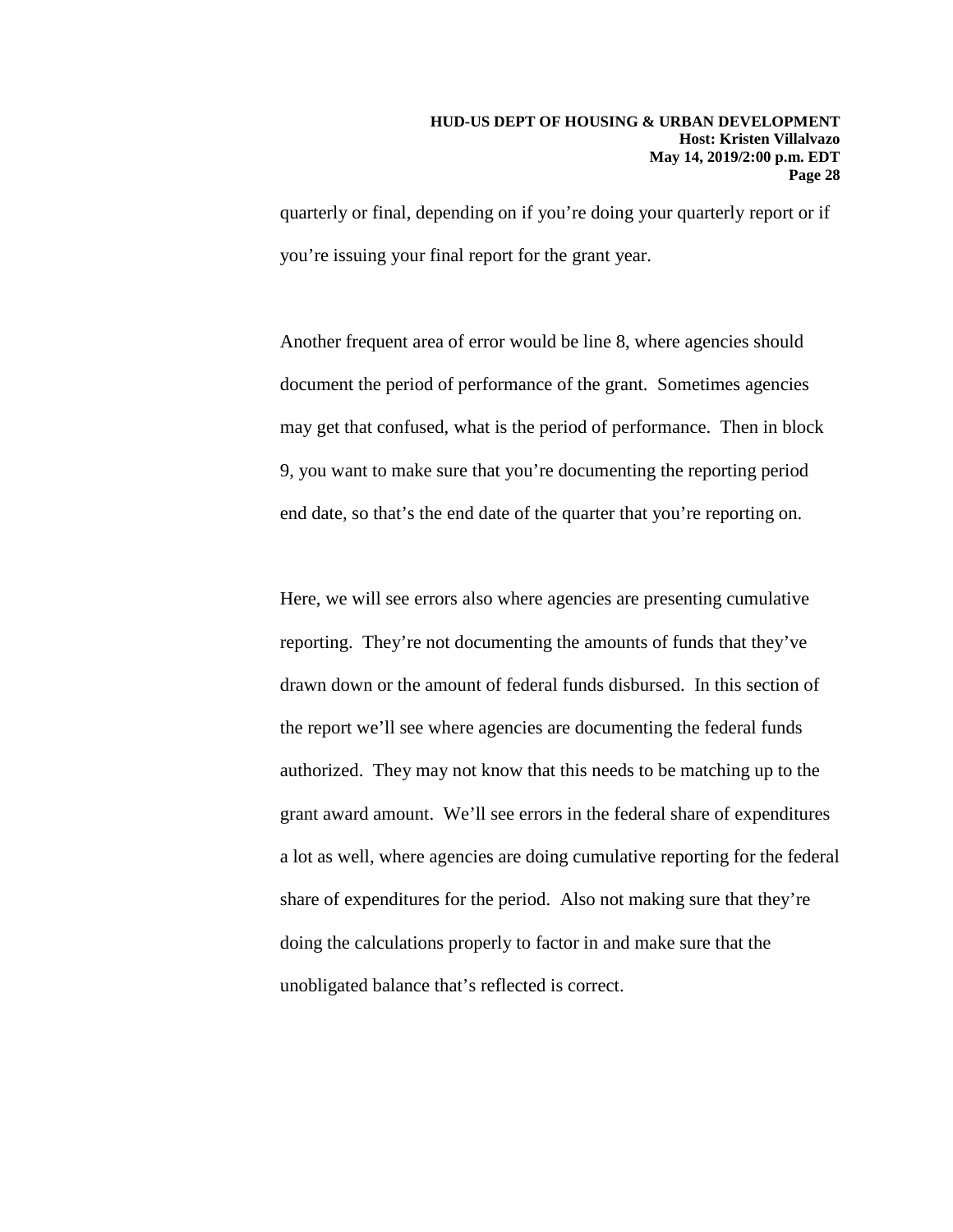quarterly or final, depending on if you're doing your quarterly report or if you're issuing your final report for the grant year.

Another frequent area of error would be line 8, where agencies should document the period of performance of the grant. Sometimes agencies may get that confused, what is the period of performance. Then in block 9, you want to make sure that you're documenting the reporting period end date, so that's the end date of the quarter that you're reporting on.

Here, we will see errors also where agencies are presenting cumulative reporting. They're not documenting the amounts of funds that they've drawn down or the amount of federal funds disbursed. In this section of the report we'll see where agencies are documenting the federal funds authorized. They may not know that this needs to be matching up to the grant award amount. We'll see errors in the federal share of expenditures a lot as well, where agencies are doing cumulative reporting for the federal share of expenditures for the period. Also not making sure that they're doing the calculations properly to factor in and make sure that the unobligated balance that's reflected is correct.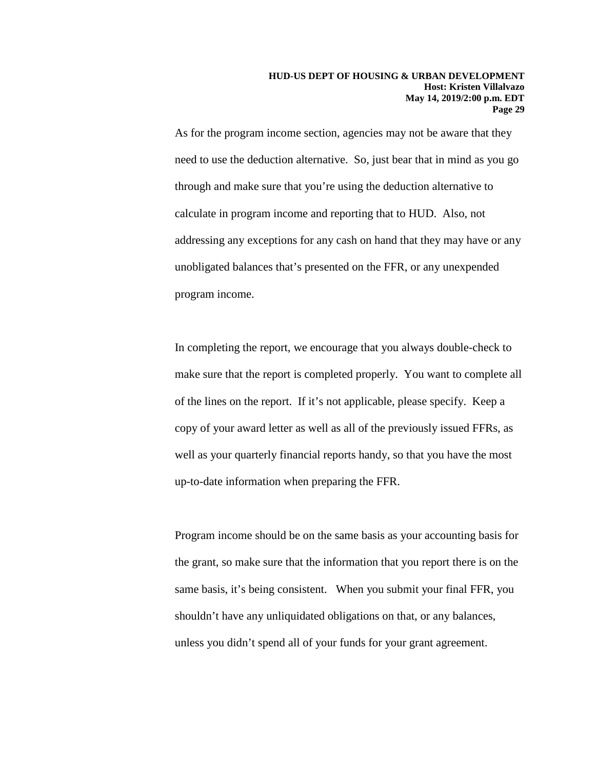As for the program income section, agencies may not be aware that they need to use the deduction alternative. So, just bear that in mind as you go through and make sure that you're using the deduction alternative to calculate in program income and reporting that to HUD. Also, not addressing any exceptions for any cash on hand that they may have or any unobligated balances that's presented on the FFR, or any unexpended program income.

In completing the report, we encourage that you always double-check to make sure that the report is completed properly. You want to complete all of the lines on the report. If it's not applicable, please specify. Keep a copy of your award letter as well as all of the previously issued FFRs, as well as your quarterly financial reports handy, so that you have the most up-to-date information when preparing the FFR.

Program income should be on the same basis as your accounting basis for the grant, so make sure that the information that you report there is on the same basis, it's being consistent. When you submit your final FFR, you shouldn't have any unliquidated obligations on that, or any balances, unless you didn't spend all of your funds for your grant agreement.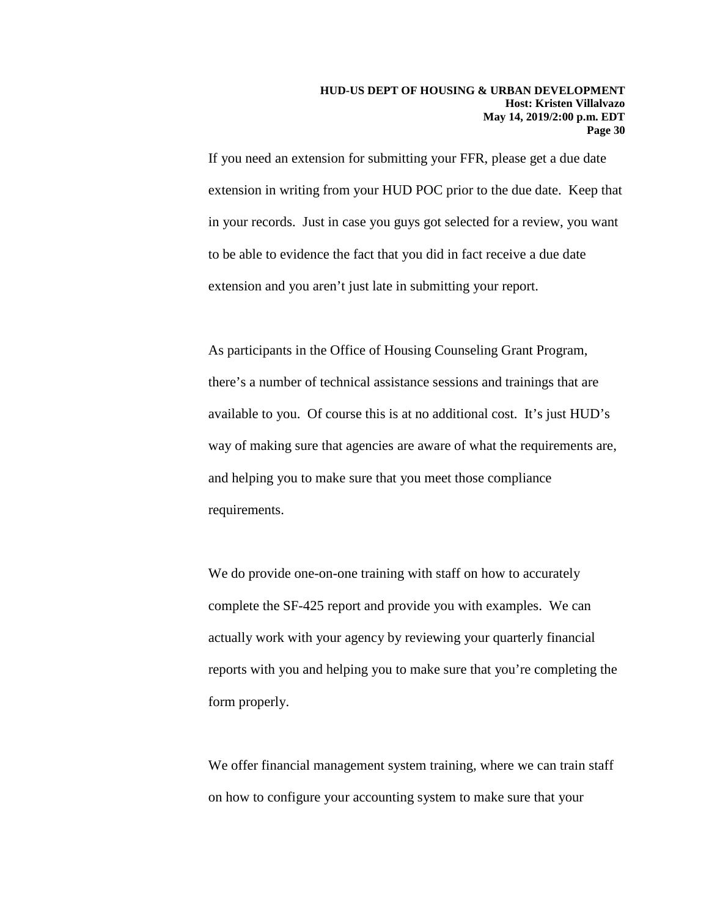If you need an extension for submitting your FFR, please get a due date extension in writing from your HUD POC prior to the due date. Keep that in your records. Just in case you guys got selected for a review, you want to be able to evidence the fact that you did in fact receive a due date extension and you aren't just late in submitting your report.

As participants in the Office of Housing Counseling Grant Program, there's a number of technical assistance sessions and trainings that are available to you. Of course this is at no additional cost. It's just HUD's way of making sure that agencies are aware of what the requirements are, and helping you to make sure that you meet those compliance requirements.

We do provide one-on-one training with staff on how to accurately complete the SF-425 report and provide you with examples. We can actually work with your agency by reviewing your quarterly financial reports with you and helping you to make sure that you're completing the form properly.

We offer financial management system training, where we can train staff on how to configure your accounting system to make sure that your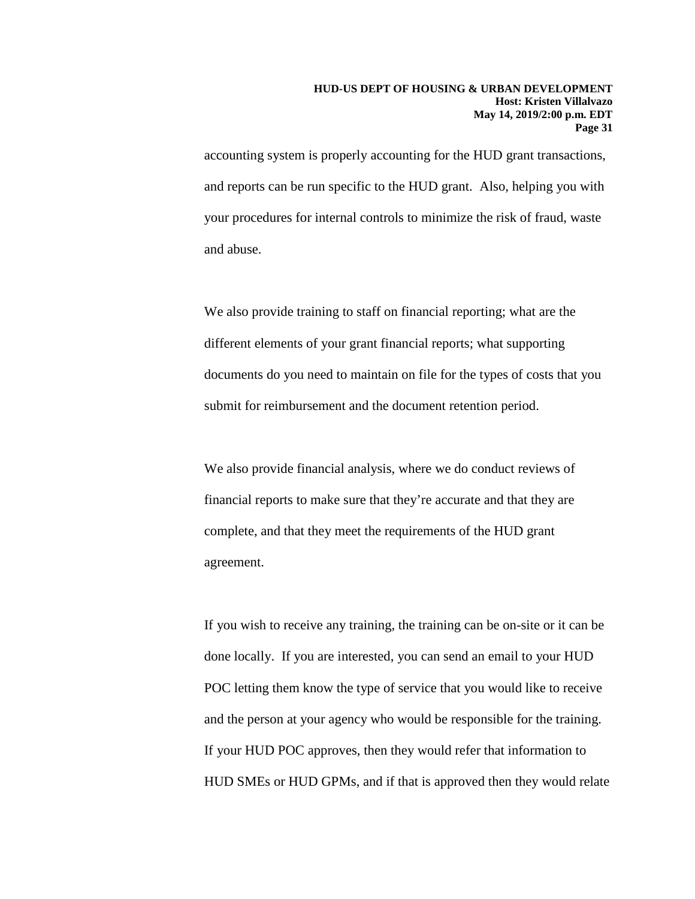accounting system is properly accounting for the HUD grant transactions, and reports can be run specific to the HUD grant. Also, helping you with your procedures for internal controls to minimize the risk of fraud, waste and abuse.

We also provide training to staff on financial reporting; what are the different elements of your grant financial reports; what supporting documents do you need to maintain on file for the types of costs that you submit for reimbursement and the document retention period.

We also provide financial analysis, where we do conduct reviews of financial reports to make sure that they're accurate and that they are complete, and that they meet the requirements of the HUD grant agreement.

If you wish to receive any training, the training can be on-site or it can be done locally. If you are interested, you can send an email to your HUD POC letting them know the type of service that you would like to receive and the person at your agency who would be responsible for the training. If your HUD POC approves, then they would refer that information to HUD SMEs or HUD GPMs, and if that is approved then they would relate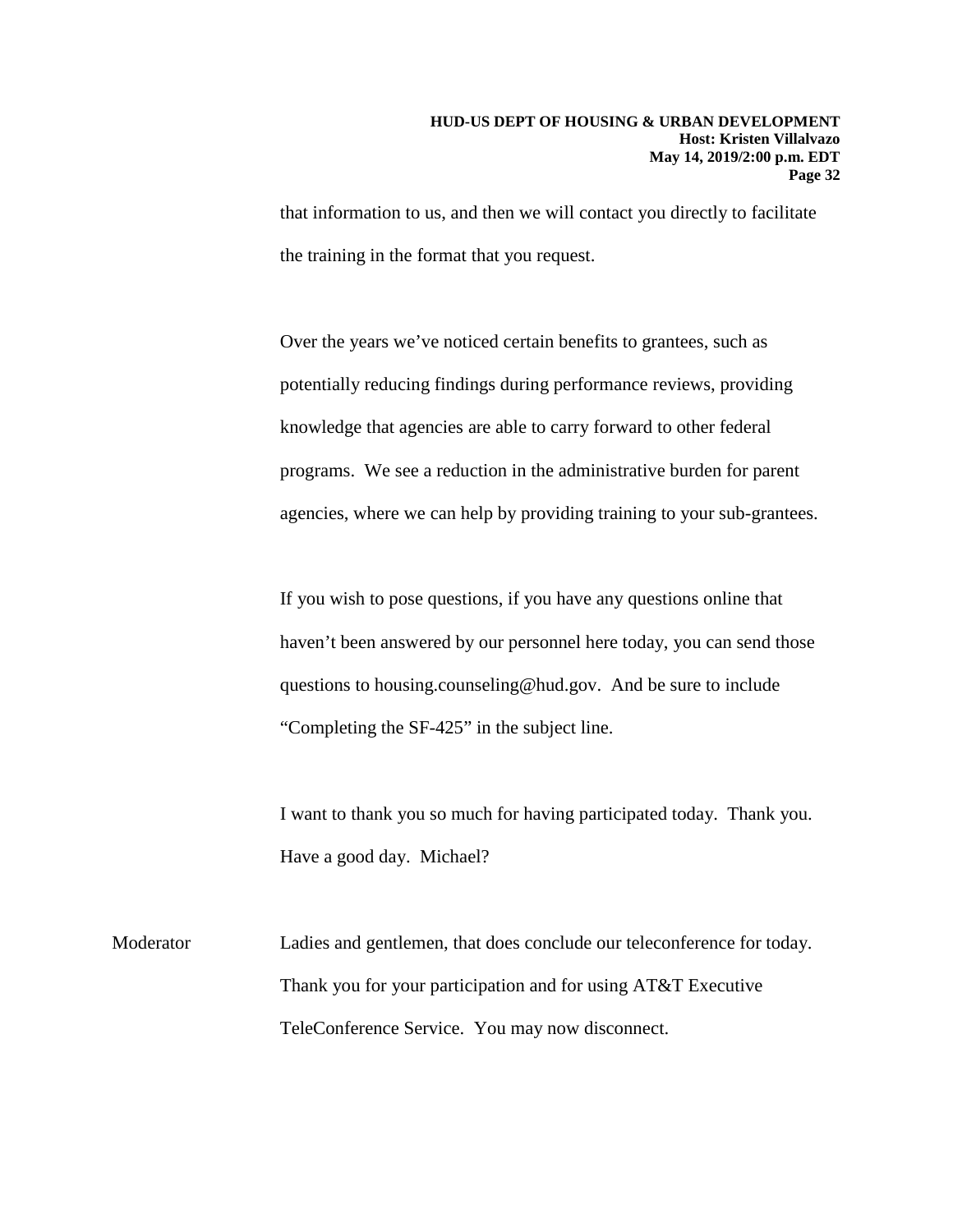that information to us, and then we will contact you directly to facilitate the training in the format that you request.

Over the years we've noticed certain benefits to grantees, such as potentially reducing findings during performance reviews, providing knowledge that agencies are able to carry forward to other federal programs. We see a reduction in the administrative burden for parent agencies, where we can help by providing training to your sub-grantees.

If you wish to pose questions, if you have any questions online that haven't been answered by our personnel here today, you can send those questions to housing.counseling@hud.gov. And be sure to include "Completing the SF-425" in the subject line.

I want to thank you so much for having participated today. Thank you. Have a good day. Michael?

Moderator: Ladies and gentlemen, that does conclude our teleconference for today. Thank you for your participation and for using AT&T Executive TeleConference Service. You may now disconnect.